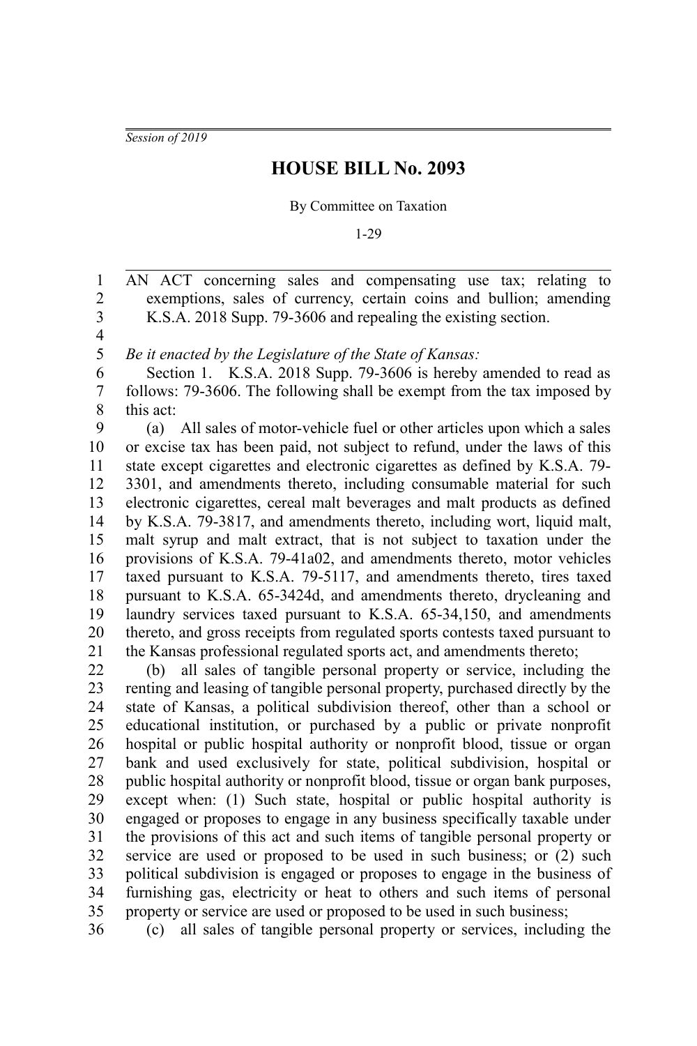*Session of 2019*

# HOUSE BILL No. 2093

By Committee on Taxation

1-29

AN ACT concerning sales and compensating use tax; relating to exemptions, sales of currency, certain coins and bullion; amending K.S.A. 2018 Supp. 79-3606 and repealing the existing section.

*Be it enacted by the Legislature of the State of Kansas:*

Section 1. K.S.A. 2018 Supp. 79-3606 is hereby amended to read as follows: 79-3606. The following shall be exempt from the tax imposed by this act:

(a) All sales of motor-vehicle fuel or other articles upon which a sales or excise tax has been paid, not subject to refund, under the laws of this state except cigarettes and electronic cigarettes as defined by K.S.A. 79-3301, and amendments thereto, including consumable material for such electronic cigarettes, cereal malt beverages and malt products as defined by K.S.A. 79-3817, and amendments thereto, including wort, liquid malt, malt syrup and malt extract, that is not subject to taxation under the provisions of K.S.A. 79-41a02, and amendments thereto, motor vehicles taxed pursuant to K.S.A. 79-5117, and amendments thereto, tires taxed pursuant to K.S.A. 65-3424d, and amendments thereto, drycleaning and laundry services taxed pursuant to K.S.A. 65-34,150, and amendments thereto, and gross receipts from regulated sports contests taxed pursuant to the Kansas professional regulated sports act, and amendments thereto;

(b) all sales of tangible personal property or service, including the renting and leasing of tangible personal property, purchased directly by the state of Kansas, a political subdivision thereof, other than a school or educational institution, or purchased by a public or private nonprofit hospital or public hospital authority or nonprofit blood, tissue or organ bank and used exclusively for state, political subdivision, hospital or public hospital authority or nonprofit blood, tissue or organ bank purposes, except when: (1) Such state, hospital or public hospital authority is engaged or proposes to engage in any business specifically taxable under the provisions of this act and such items of tangible personal property or service are used or proposed to be used in such business; or (2) such political subdivision is engaged or proposes to engage in the business of furnishing gas, electricity or heat to others and such items of personal property or service are used or proposed to be used in such business;

(c) all sales of tangible personal property or services, including the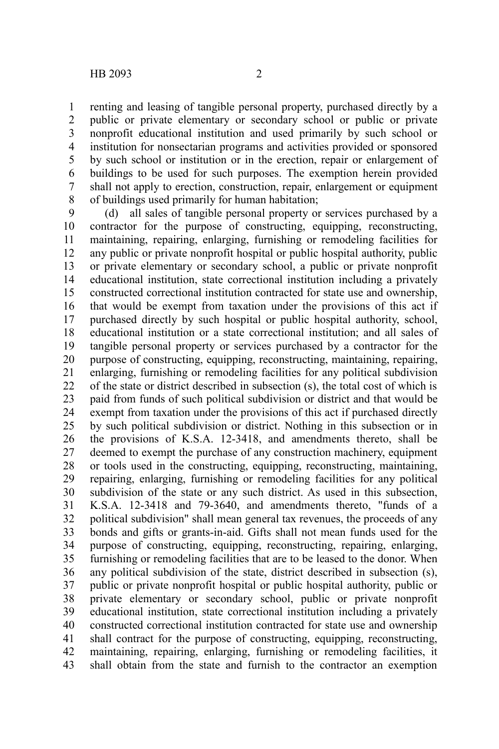renting and leasing of tangible personal property, purchased directly by a public or private elementary or secondary school or public or private nonprofit educational institution and used primarily by such school or institution for nonsectarian programs and activities provided or sponsored by such school or institution or in the erection, repair or enlargement of buildings to be used for such purposes. The exemption herein provided shall not apply to erection, construction, repair, enlargement or equipment of buildings used primarily for human habitation;

(d) all sales of tangible personal property or services purchased by a contractor for the purpose of constructing, equipping, reconstructing, maintaining, repairing, enlarging, furnishing or remodeling facilities for any public or private nonprofit hospital or public hospital authority, public or private elementary or secondary school, a public or private nonprofit educational institution, state correctional institution including a privately constructed correctional institution contracted for state use and ownership, that would be exempt from taxation under the provisions of this act if purchased directly by such hospital or public hospital authority, school, educational institution or a state correctional institution; and all sales of tangible personal property or services purchased by a contractor for the purpose of constructing, equipping, reconstructing, maintaining, repairing, enlarging, furnishing or remodeling facilities for any political subdivision of the state or district described in subsection (s), the total cost of which is paid from funds of such political subdivision or district and that would be exempt from taxation under the provisions of this act if purchased directly by such political subdivision or district. Nothing in this subsection or in the provisions of K.S.A. 12-3418, and amendments thereto, shall be deemed to exempt the purchase of any construction machinery, equipment or tools used in the constructing, equipping, reconstructing, maintaining, repairing, enlarging, furnishing or remodeling facilities for any political subdivision of the state or any such district. As used in this subsection, K.S.A. 12-3418 and 79-3640, and amendments thereto, "funds of a political subdivision" shall mean general tax revenues, the proceeds of any bonds and gifts or grants-in-aid. Gifts shall not mean funds used for the purpose of constructing, equipping, reconstructing, repairing, enlarging, furnishing or remodeling facilities that are to be leased to the donor. When any political subdivision of the state, district described in subsection (s), public or private nonprofit hospital or public hospital authority, public or private elementary or secondary school, public or private nonprofit educational institution, state correctional institution including a privately constructed correctional institution contracted for state use and ownership shall contract for the purpose of constructing, equipping, reconstructing, maintaining, repairing, enlarging, furnishing or remodeling facilities, it shall obtain from the state and furnish to the contractor an exemption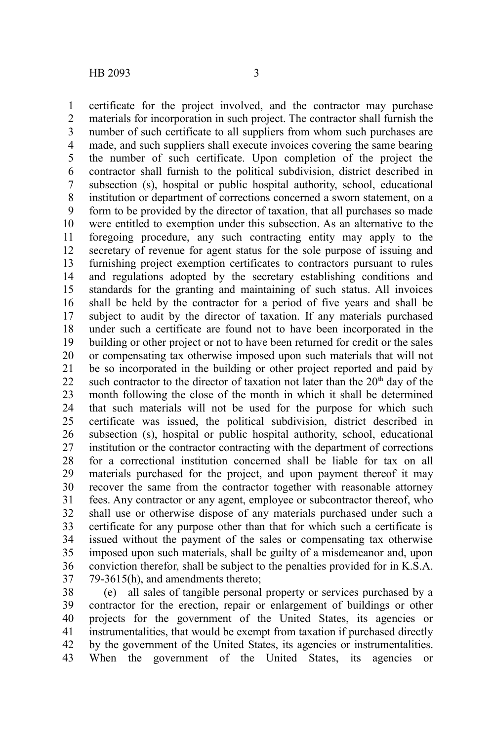certificate for the project involved, and the contractor may purchase materials for incorporation in such project. The contractor shall furnish the number of such certificate to all suppliers from whom such purchases are made, and such suppliers shall execute invoices covering the same bearing the number of such certificate. Upon completion of the project the contractor shall furnish to the political subdivision, district described in subsection (s), hospital or public hospital authority, school, educational institution or department of corrections concerned a sworn statement, on a form to be provided by the director of taxation, that all purchases so made were entitled to exemption under this subsection. As an alternative to the foregoing procedure, any such contracting entity may apply to the secretary of revenue for agent status for the sole purpose of issuing and furnishing project exemption certificates to contractors pursuant to rules and regulations adopted by the secretary establishing conditions and standards for the granting and maintaining of such status. All invoices shall be held by the contractor for a period of five years and shall be subject to audit by the director of taxation. If any materials purchased under such a certificate are found not to have been incorporated in the building or other project or not to have been returned for credit or the sales or compensating tax otherwise imposed upon such materials that will not be so incorporated in the building or other project reported and paid by such contractor to the director of taxation not later than the 20th day of the month following the close of the month in which it shall be determined that such materials will not be used for the purpose for which such certificate was issued, the political subdivision, district described in subsection (s), hospital or public hospital authority, school, educational institution or the contractor contracting with the department of corrections for a correctional institution concerned shall be liable for tax on all materials purchased for the project, and upon payment thereof it may recover the same from the contractor together with reasonable attorney fees. Any contractor or any agent, employee or subcontractor thereof, who shall use or otherwise dispose of any materials purchased under such a certificate for any purpose other than that for which such a certificate is issued without the payment of the sales or compensating tax otherwise imposed upon such materials, shall be guilty of a misdemeanor and, upon conviction therefor, shall be subject to the penalties provided for in K.S.A. 79-3615(h), and amendments thereto;

(e) all sales of tangible personal property or services purchased by a contractor for the erection, repair or enlargement of buildings or other projects for the government of the United States, its agencies or instrumentalities, that would be exempt from taxation if purchased directly by the government of the United States, its agencies or instrumentalities. When the government of the United States, its agencies or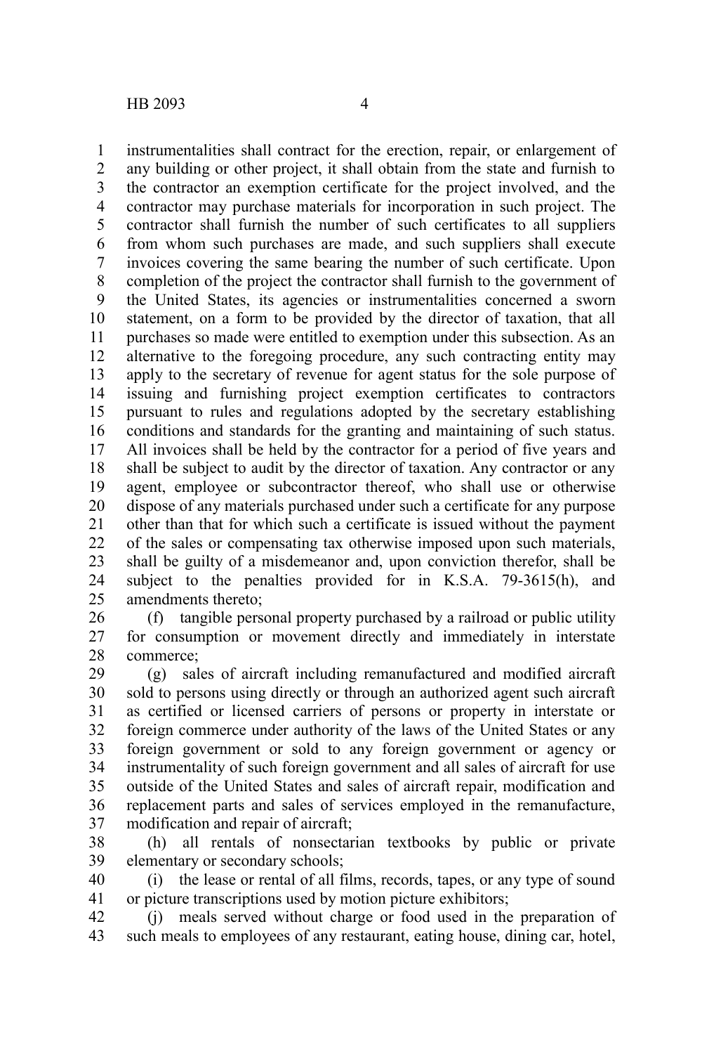instrumentalities shall contract for the erection, repair, or enlargement of any building or other project, it shall obtain from the state and furnish to the contractor an exemption certificate for the project involved, and the contractor may purchase materials for incorporation in such project. The contractor shall furnish the number of such certificates to all suppliers from whom such purchases are made, and such suppliers shall execute invoices covering the same bearing the number of such certificate. Upon completion of the project the contractor shall furnish to the government of the United States, its agencies or instrumentalities concerned a sworn statement, on a form to be provided by the director of taxation, that all purchases so made were entitled to exemption under this subsection. As an alternative to the foregoing procedure, any such contracting entity may apply to the secretary of revenue for agent status for the sole purpose of issuing and furnishing project exemption certificates to contractors pursuant to rules and regulations adopted by the secretary establishing conditions and standards for the granting and maintaining of such status. All invoices shall be held by the contractor for a period of five years and shall be subject to audit by the director of taxation. Any contractor or any agent, employee or subcontractor thereof, who shall use or otherwise dispose of any materials purchased under such a certificate for any purpose other than that for which such a certificate is issued without the payment of the sales or compensating tax otherwise imposed upon such materials, shall be guilty of a misdemeanor and, upon conviction therefor, shall be subject to the penalties provided for in K.S.A. 79-3615(h), and amendments thereto;

(f) tangible personal property purchased by a railroad or public utility for consumption or movement directly and immediately in interstate commerce;

(g) sales of aircraft including remanufactured and modified aircraft sold to persons using directly or through an authorized agent such aircraft as certified or licensed carriers of persons or property in interstate or foreign commerce under authority of the laws of the United States or any foreign government or sold to any foreign government or agency or instrumentality of such foreign government and all sales of aircraft for use outside of the United States and sales of aircraft repair, modification and replacement parts and sales of services employed in the remanufacture, modification and repair of aircraft;

(h) all rentals of nonsectarian textbooks by public or private elementary or secondary schools;

(i) the lease or rental of all films, records, tapes, or any type of sound or picture transcriptions used by motion picture exhibitors;

(j) meals served without charge or food used in the preparation of such meals to employees of any restaurant, eating house, dining car, hotel,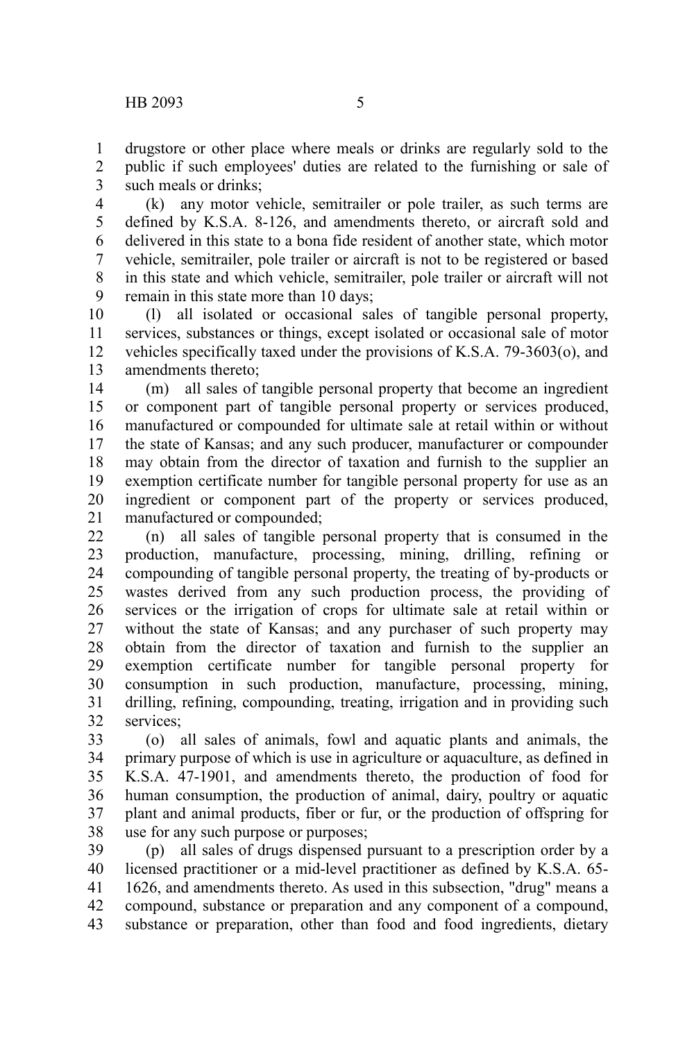drugstore or other place where meals or drinks are regularly sold to the public if such employees' duties are related to the furnishing or sale of such meals or drinks;

(k) any motor vehicle, semitrailer or pole trailer, as such terms are defined by K.S.A. 8-126, and amendments thereto, or aircraft sold and delivered in this state to a bona fide resident of another state, which motor vehicle, semitrailer, pole trailer or aircraft is not to be registered or based in this state and which vehicle, semitrailer, pole trailer or aircraft will not remain in this state more than 10 days;

(l) all isolated or occasional sales of tangible personal property, services, substances or things, except isolated or occasional sale of motor vehicles specifically taxed under the provisions of K.S.A. 79-3603(o), and amendments thereto;

(m) all sales of tangible personal property that become an ingredient or component part of tangible personal property or services produced, manufactured or compounded for ultimate sale at retail within or without the state of Kansas; and any such producer, manufacturer or compounder may obtain from the director of taxation and furnish to the supplier an exemption certificate number for tangible personal property for use as an ingredient or component part of the property or services produced, manufactured or compounded;

(n) all sales of tangible personal property that is consumed in the production, manufacture, processing, mining, drilling, refining or compounding of tangible personal property, the treating of by-products or wastes derived from any such production process, the providing of services or the irrigation of crops for ultimate sale at retail within or without the state of Kansas; and any purchaser of such property may obtain from the director of taxation and furnish to the supplier an exemption certificate number for tangible personal property for consumption in such production, manufacture, processing, mining, drilling, refining, compounding, treating, irrigation and in providing such services;

(o) all sales of animals, fowl and aquatic plants and animals, the primary purpose of which is use in agriculture or aquaculture, as defined in K.S.A. 47-1901, and amendments thereto, the production of food for human consumption, the production of animal, dairy, poultry or aquatic plant and animal products, fiber or fur, or the production of offspring for use for any such purpose or purposes;

(p) all sales of drugs dispensed pursuant to a prescription order by a licensed practitioner or a mid-level practitioner as defined by K.S.A. 65-1626, and amendments thereto. As used in this subsection, "drug" means a compound, substance or preparation and any component of a compound, substance or preparation, other than food and food ingredients, dietary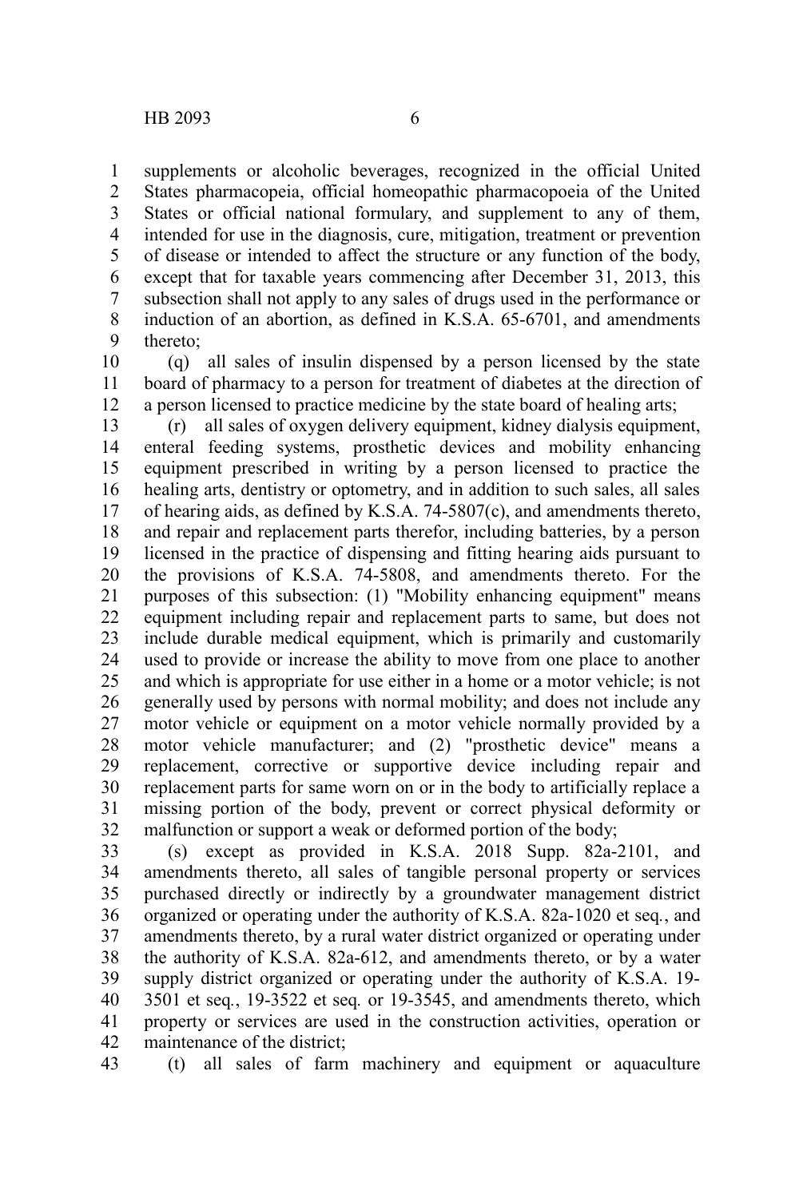supplements or alcoholic beverages, recognized in the official United States pharmacopeia, official homeopathic pharmacopoeia of the United States or official national formulary, and supplement to any of them, intended for use in the diagnosis, cure, mitigation, treatment or prevention of disease or intended to affect the structure or any function of the body, except that for taxable years commencing after December 31, 2013, this subsection shall not apply to any sales of drugs used in the performance or induction of an abortion, as defined in K.S.A. 65-6701, and amendments thereto;

(q) all sales of insulin dispensed by a person licensed by the state board of pharmacy to a person for treatment of diabetes at the direction of a person licensed to practice medicine by the state board of healing arts;

(r) all sales of oxygen delivery equipment, kidney dialysis equipment, enteral feeding systems, prosthetic devices and mobility enhancing equipment prescribed in writing by a person licensed to practice the healing arts, dentistry or optometry, and in addition to such sales, all sales of hearing aids, as defined by K.S.A. 74-5807(c), and amendments thereto, and repair and replacement parts therefor, including batteries, by a person licensed in the practice of dispensing and fitting hearing aids pursuant to the provisions of K.S.A. 74-5808, and amendments thereto. For the purposes of this subsection: (1) "Mobility enhancing equipment" means equipment including repair and replacement parts to same, but does not include durable medical equipment, which is primarily and customarily used to provide or increase the ability to move from one place to another and which is appropriate for use either in a home or a motor vehicle; is not generally used by persons with normal mobility; and does not include any motor vehicle or equipment on a motor vehicle normally provided by a motor vehicle manufacturer; and (2) "prosthetic device" means a replacement, corrective or supportive device including repair and replacement parts for same worn on or in the body to artificially replace a missing portion of the body, prevent or correct physical deformity or malfunction or support a weak or deformed portion of the body;

(s) except as provided in K.S.A. 2018 Supp. 82a-2101, and amendments thereto, all sales of tangible personal property or services purchased directly or indirectly by a groundwater management district organized or operating under the authority of K.S.A. 82a-1020 et seq., and amendments thereto, by a rural water district organized or operating under the authority of K.S.A. 82a-612, and amendments thereto, or by a water supply district organized or operating under the authority of K.S.A. 19-3501 et seq., 19-3522 et seq. or 19-3545, and amendments thereto, which property or services are used in the construction activities, operation or maintenance of the district;

(t) all sales of farm machinery and equipment or aquaculture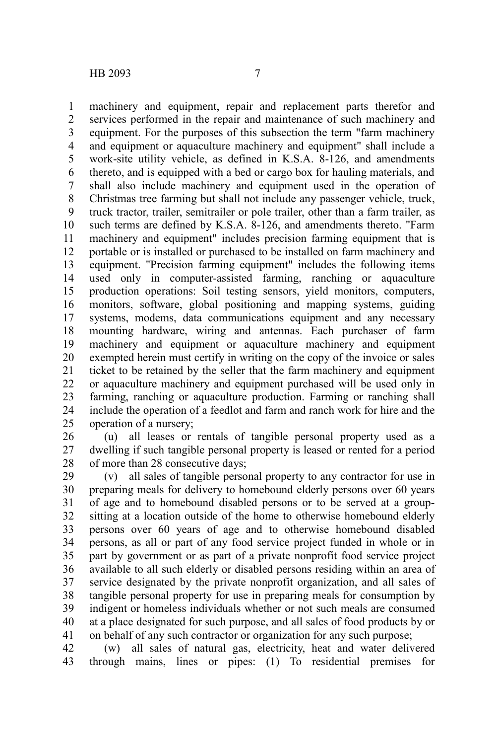machinery and equipment, repair and replacement parts therefor and services performed in the repair and maintenance of such machinery and equipment. For the purposes of this subsection the term "farm machinery and equipment or aquaculture machinery and equipment" shall include a work-site utility vehicle, as defined in K.S.A. 8-126, and amendments thereto, and is equipped with a bed or cargo box for hauling materials, and shall also include machinery and equipment used in the operation of Christmas tree farming but shall not include any passenger vehicle, truck, truck tractor, trailer, semitrailer or pole trailer, other than a farm trailer, as such terms are defined by K.S.A. 8-126, and amendments thereto. "Farm machinery and equipment" includes precision farming equipment that is portable or is installed or purchased to be installed on farm machinery and equipment. "Precision farming equipment" includes the following items used only in computer-assisted farming, ranching or aquaculture production operations: Soil testing sensors, yield monitors, computers, monitors, software, global positioning and mapping systems, guiding systems, modems, data communications equipment and any necessary mounting hardware, wiring and antennas. Each purchaser of farm machinery and equipment or aquaculture machinery and equipment exempted herein must certify in writing on the copy of the invoice or sales ticket to be retained by the seller that the farm machinery and equipment or aquaculture machinery and equipment purchased will be used only in farming, ranching or aquaculture production. Farming or ranching shall include the operation of a feedlot and farm and ranch work for hire and the operation of a nursery;

(u) all leases or rentals of tangible personal property used as a dwelling if such tangible personal property is leased or rented for a period of more than 28 consecutive days;

(v) all sales of tangible personal property to any contractor for use in preparing meals for delivery to homebound elderly persons over 60 years of age and to homebound disabled persons or to be served at a group-sitting at a location outside of the home to otherwise homebound elderly persons over 60 years of age and to otherwise homebound disabled persons, as all or part of any food service project funded in whole or in part by government or as part of a private nonprofit food service project available to all such elderly or disabled persons residing within an area of service designated by the private nonprofit organization, and all sales of tangible personal property for use in preparing meals for consumption by indigent or homeless individuals whether or not such meals are consumed at a place designated for such purpose, and all sales of food products by or on behalf of any such contractor or organization for any such purpose;

(w) all sales of natural gas, electricity, heat and water delivered through mains, lines or pipes: (1) To residential premises for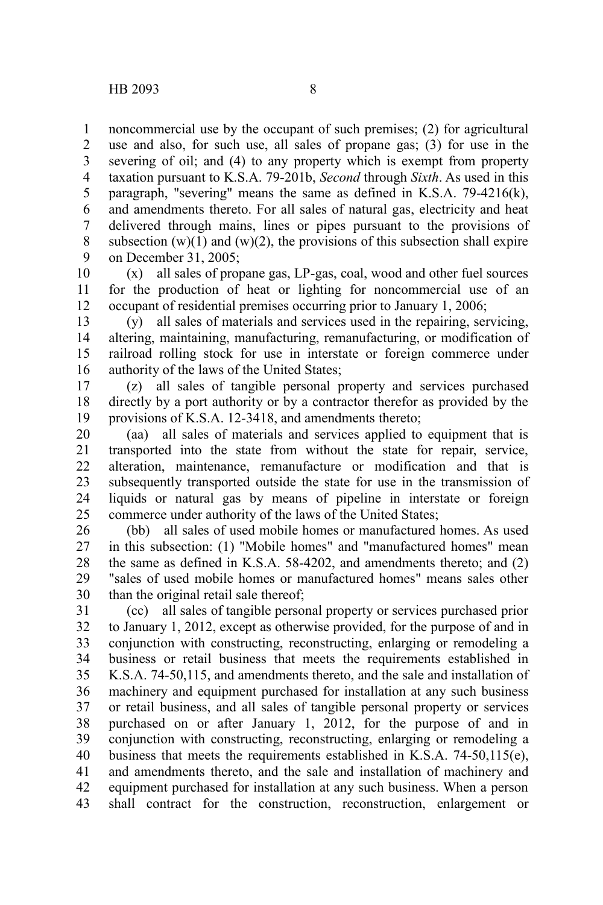noncommercial use by the occupant of such premises; (2) for agricultural use and also, for such use, all sales of propane gas; (3) for use in the severing of oil; and (4) to any property which is exempt from property taxation pursuant to K.S.A. 79-201b, *Second* through *Sixth*. As used in this paragraph, "severing" means the same as defined in K.S.A. 79-4216(k), and amendments thereto. For all sales of natural gas, electricity and heat delivered through mains, lines or pipes pursuant to the provisions of subsection (w)(1) and (w)(2), the provisions of this subsection shall expire on December 31, 2005;

(x) all sales of propane gas, LP-gas, coal, wood and other fuel sources for the production of heat or lighting for noncommercial use of an occupant of residential premises occurring prior to January 1, 2006;

(y) all sales of materials and services used in the repairing, servicing, altering, maintaining, manufacturing, remanufacturing, or modification of railroad rolling stock for use in interstate or foreign commerce under authority of the laws of the United States;

(z) all sales of tangible personal property and services purchased directly by a port authority or by a contractor therefor as provided by the provisions of K.S.A. 12-3418, and amendments thereto;

(aa) all sales of materials and services applied to equipment that is transported into the state from without the state for repair, service, alteration, maintenance, remanufacture or modification and that is subsequently transported outside the state for use in the transmission of liquids or natural gas by means of pipeline in interstate or foreign commerce under authority of the laws of the United States;

(bb) all sales of used mobile homes or manufactured homes. As used in this subsection: (1) "Mobile homes" and "manufactured homes" mean the same as defined in K.S.A. 58-4202, and amendments thereto; and (2) "sales of used mobile homes or manufactured homes" means sales other than the original retail sale thereof;

(cc) all sales of tangible personal property or services purchased prior to January 1, 2012, except as otherwise provided, for the purpose of and in conjunction with constructing, reconstructing, enlarging or remodeling a business or retail business that meets the requirements established in K.S.A. 74-50,115, and amendments thereto, and the sale and installation of machinery and equipment purchased for installation at any such business or retail business, and all sales of tangible personal property or services purchased on or after January 1, 2012, for the purpose of and in conjunction with constructing, reconstructing, enlarging or remodeling a business that meets the requirements established in K.S.A. 74-50,115(e), and amendments thereto, and the sale and installation of machinery and equipment purchased for installation at any such business. When a person shall contract for the construction, reconstruction, enlargement or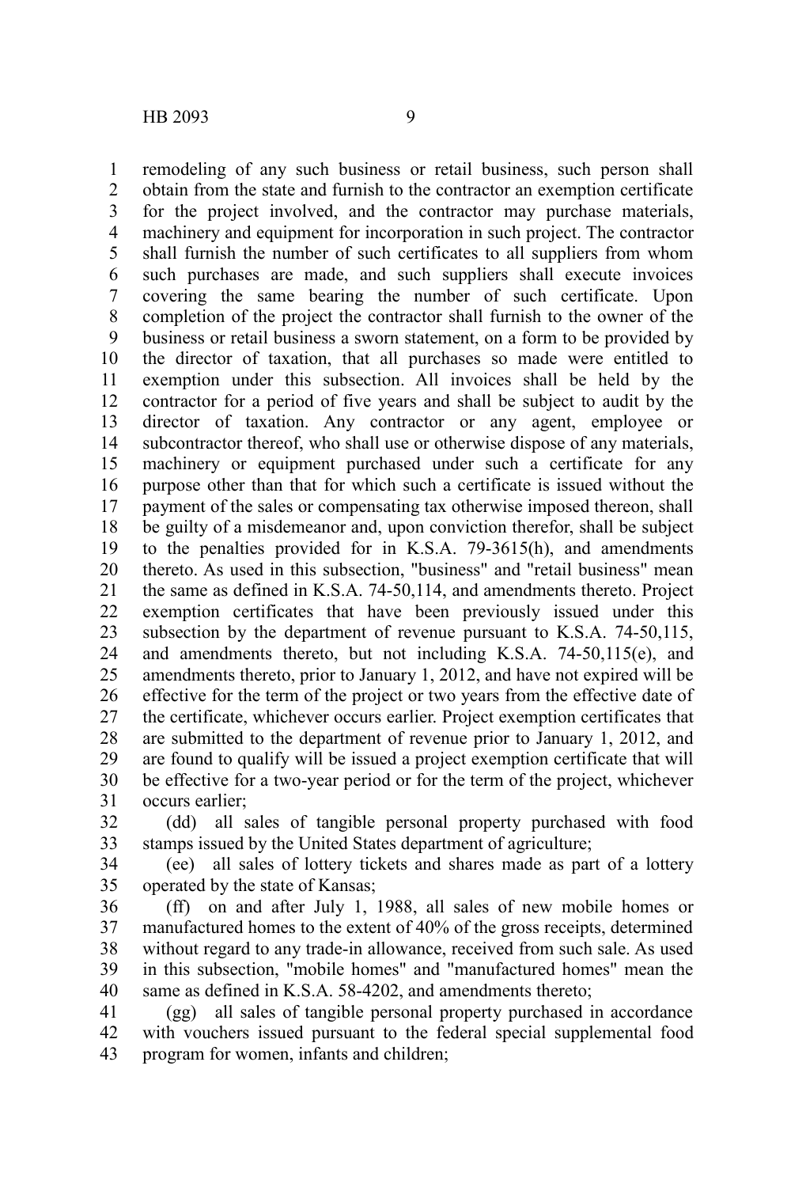remodeling of any such business or retail business, such person shall obtain from the state and furnish to the contractor an exemption certificate for the project involved, and the contractor may purchase materials, machinery and equipment for incorporation in such project. The contractor shall furnish the number of such certificates to all suppliers from whom such purchases are made, and such suppliers shall execute invoices covering the same bearing the number of such certificate. Upon completion of the project the contractor shall furnish to the owner of the business or retail business a sworn statement, on a form to be provided by the director of taxation, that all purchases so made were entitled to exemption under this subsection. All invoices shall be held by the contractor for a period of five years and shall be subject to audit by the director of taxation. Any contractor or any agent, employee or subcontractor thereof, who shall use or otherwise dispose of any materials, machinery or equipment purchased under such a certificate for any purpose other than that for which such a certificate is issued without the payment of the sales or compensating tax otherwise imposed thereon, shall be guilty of a misdemeanor and, upon conviction therefor, shall be subject to the penalties provided for in K.S.A. 79-3615(h), and amendments thereto. As used in this subsection, "business" and "retail business" mean the same as defined in K.S.A. 74-50,114, and amendments thereto. Project exemption certificates that have been previously issued under this subsection by the department of revenue pursuant to K.S.A. 74-50,115, and amendments thereto, but not including K.S.A. 74-50,115(e), and amendments thereto, prior to January 1, 2012, and have not expired will be effective for the term of the project or two years from the effective date of the certificate, whichever occurs earlier. Project exemption certificates that are submitted to the department of revenue prior to January 1, 2012, and are found to qualify will be issued a project exemption certificate that will be effective for a two-year period or for the term of the project, whichever occurs earlier;

(dd) all sales of tangible personal property purchased with food stamps issued by the United States department of agriculture;

(ee) all sales of lottery tickets and shares made as part of a lottery operated by the state of Kansas;

(ff) on and after July 1, 1988, all sales of new mobile homes or manufactured homes to the extent of 40% of the gross receipts, determined without regard to any trade-in allowance, received from such sale. As used in this subsection, "mobile homes" and "manufactured homes" mean the same as defined in K.S.A. 58-4202, and amendments thereto;

(gg) all sales of tangible personal property purchased in accordance with vouchers issued pursuant to the federal special supplemental food program for women, infants and children;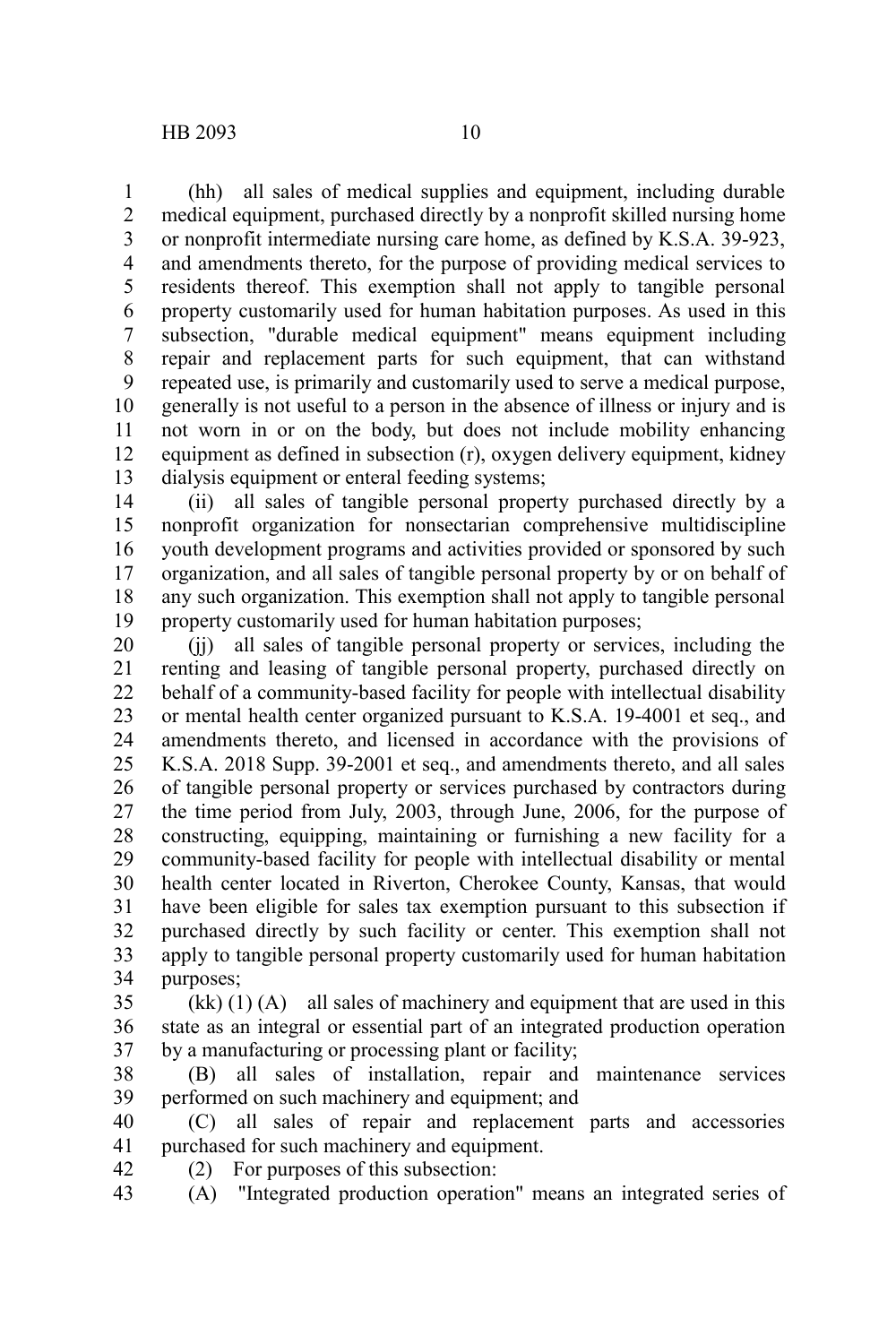(hh) all sales of medical supplies and equipment, including durable medical equipment, purchased directly by a nonprofit skilled nursing home or nonprofit intermediate nursing care home, as defined by K.S.A. 39-923, and amendments thereto, for the purpose of providing medical services to residents thereof. This exemption shall not apply to tangible personal property customarily used for human habitation purposes. As used in this subsection, "durable medical equipment" means equipment including repair and replacement parts for such equipment, that can withstand repeated use, is primarily and customarily used to serve a medical purpose, generally is not useful to a person in the absence of illness or injury and is not worn in or on the body, but does not include mobility enhancing equipment as defined in subsection (r), oxygen delivery equipment, kidney dialysis equipment or enteral feeding systems;

(ii) all sales of tangible personal property purchased directly by a nonprofit organization for nonsectarian comprehensive multidiscipline youth development programs and activities provided or sponsored by such organization, and all sales of tangible personal property by or on behalf of any such organization. This exemption shall not apply to tangible personal property customarily used for human habitation purposes;

(jj) all sales of tangible personal property or services, including the renting and leasing of tangible personal property, purchased directly on behalf of a community-based facility for people with intellectual disability or mental health center organized pursuant to K.S.A. 19-4001 et seq., and amendments thereto, and licensed in accordance with the provisions of K.S.A. 2018 Supp. 39-2001 et seq., and amendments thereto, and all sales of tangible personal property or services purchased by contractors during the time period from July, 2003, through June, 2006, for the purpose of constructing, equipping, maintaining or furnishing a new facility for a community-based facility for people with intellectual disability or mental health center located in Riverton, Cherokee County, Kansas, that would have been eligible for sales tax exemption pursuant to this subsection if purchased directly by such facility or center. This exemption shall not apply to tangible personal property customarily used for human habitation purposes;

(kk) (1) (A) all sales of machinery and equipment that are used in this state as an integral or essential part of an integrated production operation by a manufacturing or processing plant or facility;

(B) all sales of installation, repair and maintenance services performed on such machinery and equipment; and

(C) all sales of repair and replacement parts and accessories purchased for such machinery and equipment.

(2) For purposes of this subsection:

(A) "Integrated production operation" means an integrated series of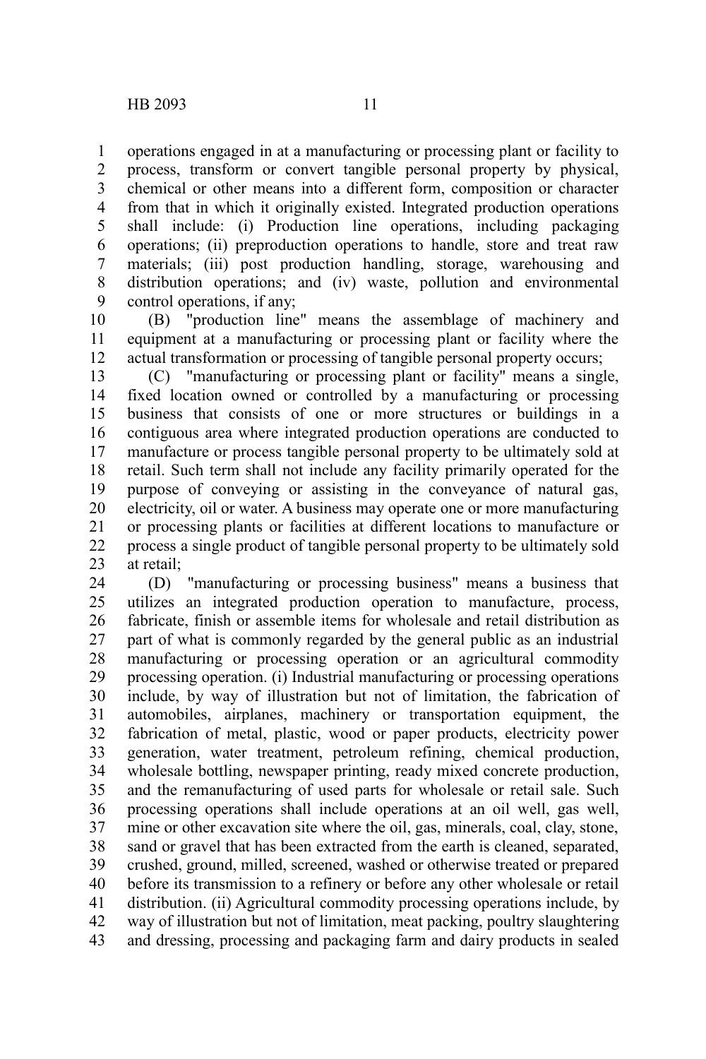operations engaged in at a manufacturing or processing plant or facility to process, transform or convert tangible personal property by physical, chemical or other means into a different form, composition or character from that in which it originally existed. Integrated production operations shall include: (i) Production line operations, including packaging operations; (ii) preproduction operations to handle, store and treat raw materials; (iii) post production handling, storage, warehousing and distribution operations; and (iv) waste, pollution and environmental control operations, if any;

(B) "production line" means the assemblage of machinery and equipment at a manufacturing or processing plant or facility where the actual transformation or processing of tangible personal property occurs;

(C) "manufacturing or processing plant or facility" means a single, fixed location owned or controlled by a manufacturing or processing business that consists of one or more structures or buildings in a contiguous area where integrated production operations are conducted to manufacture or process tangible personal property to be ultimately sold at retail. Such term shall not include any facility primarily operated for the purpose of conveying or assisting in the conveyance of natural gas, electricity, oil or water. A business may operate one or more manufacturing or processing plants or facilities at different locations to manufacture or process a single product of tangible personal property to be ultimately sold at retail;

(D) "manufacturing or processing business" means a business that utilizes an integrated production operation to manufacture, process, fabricate, finish or assemble items for wholesale and retail distribution as part of what is commonly regarded by the general public as an industrial manufacturing or processing operation or an agricultural commodity processing operation. (i) Industrial manufacturing or processing operations include, by way of illustration but not of limitation, the fabrication of automobiles, airplanes, machinery or transportation equipment, the fabrication of metal, plastic, wood or paper products, electricity power generation, water treatment, petroleum refining, chemical production, wholesale bottling, newspaper printing, ready mixed concrete production, and the remanufacturing of used parts for wholesale or retail sale. Such processing operations shall include operations at an oil well, gas well, mine or other excavation site where the oil, gas, minerals, coal, clay, stone, sand or gravel that has been extracted from the earth is cleaned, separated, crushed, ground, milled, screened, washed or otherwise treated or prepared before its transmission to a refinery or before any other wholesale or retail distribution. (ii) Agricultural commodity processing operations include, by way of illustration but not of limitation, meat packing, poultry slaughtering and dressing, processing and packaging farm and dairy products in sealed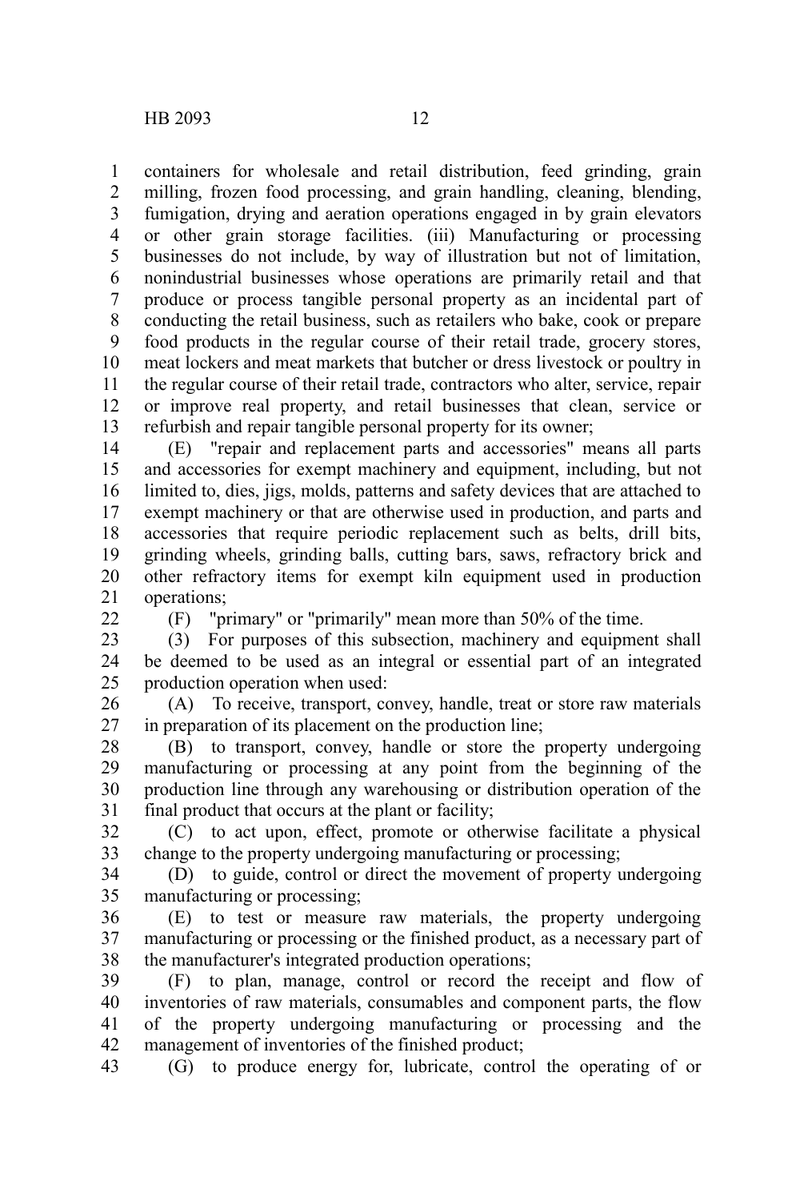containers for wholesale and retail distribution, feed grinding, grain milling, frozen food processing, and grain handling, cleaning, blending, fumigation, drying and aeration operations engaged in by grain elevators or other grain storage facilities. (iii) Manufacturing or processing businesses do not include, by way of illustration but not of limitation, nonindustrial businesses whose operations are primarily retail and that produce or process tangible personal property as an incidental part of conducting the retail business, such as retailers who bake, cook or prepare food products in the regular course of their retail trade, grocery stores, meat lockers and meat markets that butcher or dress livestock or poultry in the regular course of their retail trade, contractors who alter, service, repair or improve real property, and retail businesses that clean, service or refurbish and repair tangible personal property for its owner;

(E) "repair and replacement parts and accessories" means all parts and accessories for exempt machinery and equipment, including, but not limited to, dies, jigs, molds, patterns and safety devices that are attached to exempt machinery or that are otherwise used in production, and parts and accessories that require periodic replacement such as belts, drill bits, grinding wheels, grinding balls, cutting bars, saws, refractory brick and other refractory items for exempt kiln equipment used in production operations;

(F) "primary" or "primarily" mean more than 50% of the time.

(3) For purposes of this subsection, machinery and equipment shall be deemed to be used as an integral or essential part of an integrated production operation when used:

(A) To receive, transport, convey, handle, treat or store raw materials in preparation of its placement on the production line;

(B) to transport, convey, handle or store the property undergoing manufacturing or processing at any point from the beginning of the production line through any warehousing or distribution operation of the final product that occurs at the plant or facility;

(C) to act upon, effect, promote or otherwise facilitate a physical change to the property undergoing manufacturing or processing;

(D) to guide, control or direct the movement of property undergoing manufacturing or processing;

(E) to test or measure raw materials, the property undergoing manufacturing or processing or the finished product, as a necessary part of the manufacturer's integrated production operations;

(F) to plan, manage, control or record the receipt and flow of inventories of raw materials, consumables and component parts, the flow of the property undergoing manufacturing or processing and the management of inventories of the finished product;

(G) to produce energy for, lubricate, control the operating of or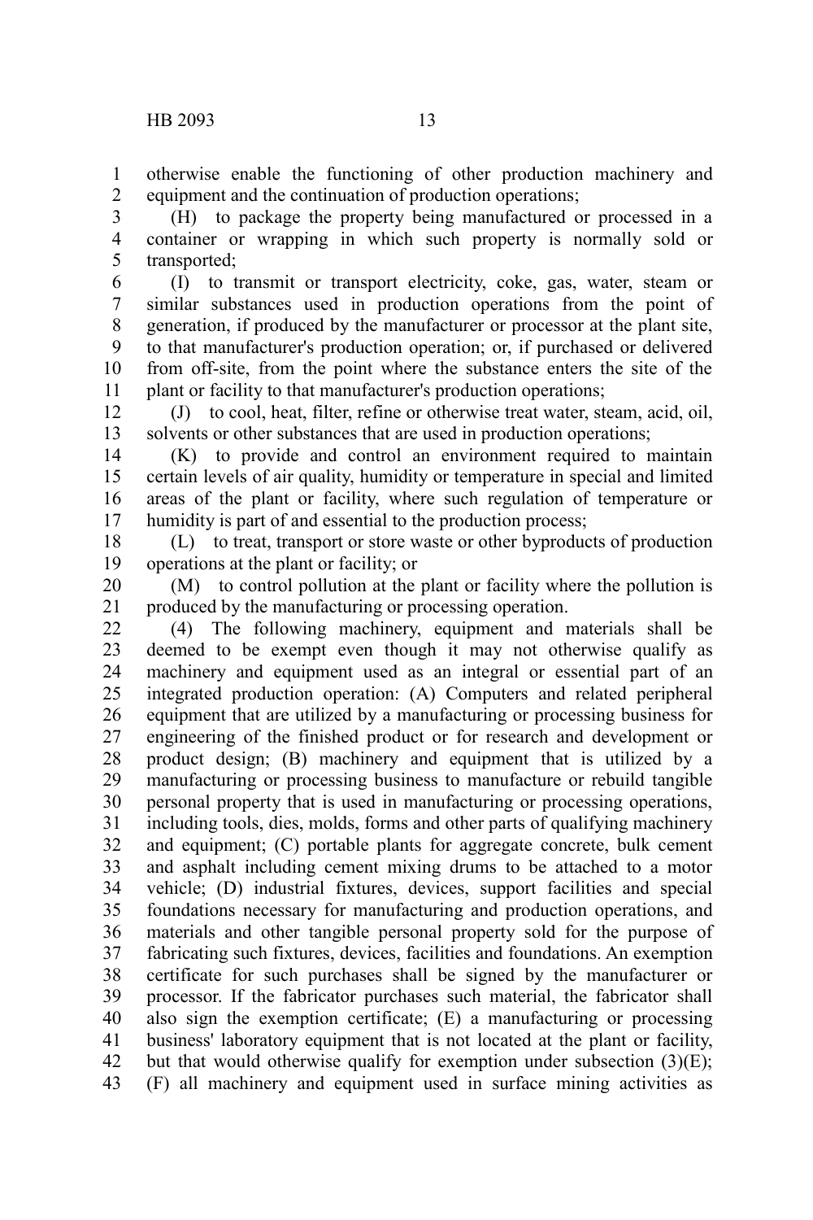otherwise enable the functioning of other production machinery and equipment and the continuation of production operations;

(H) to package the property being manufactured or processed in a container or wrapping in which such property is normally sold or transported;

(I) to transmit or transport electricity, coke, gas, water, steam or similar substances used in production operations from the point of generation, if produced by the manufacturer or processor at the plant site, to that manufacturer's production operation; or, if purchased or delivered from off-site, from the point where the substance enters the site of the plant or facility to that manufacturer's production operations;

(J) to cool, heat, filter, refine or otherwise treat water, steam, acid, oil, solvents or other substances that are used in production operations;

(K) to provide and control an environment required to maintain certain levels of air quality, humidity or temperature in special and limited areas of the plant or facility, where such regulation of temperature or humidity is part of and essential to the production process;

(L) to treat, transport or store waste or other byproducts of production operations at the plant or facility; or

(M) to control pollution at the plant or facility where the pollution is produced by the manufacturing or processing operation.

(4) The following machinery, equipment and materials shall be deemed to be exempt even though it may not otherwise qualify as machinery and equipment used as an integral or essential part of an integrated production operation: (A) Computers and related peripheral equipment that are utilized by a manufacturing or processing business for engineering of the finished product or for research and development or product design; (B) machinery and equipment that is utilized by a manufacturing or processing business to manufacture or rebuild tangible personal property that is used in manufacturing or processing operations, including tools, dies, molds, forms and other parts of qualifying machinery and equipment; (C) portable plants for aggregate concrete, bulk cement and asphalt including cement mixing drums to be attached to a motor vehicle; (D) industrial fixtures, devices, support facilities and special foundations necessary for manufacturing and production operations, and materials and other tangible personal property sold for the purpose of fabricating such fixtures, devices, facilities and foundations. An exemption certificate for such purchases shall be signed by the manufacturer or processor. If the fabricator purchases such material, the fabricator shall also sign the exemption certificate; (E) a manufacturing or processing business' laboratory equipment that is not located at the plant or facility, but that would otherwise qualify for exemption under subsection (3)(E); (F) all machinery and equipment used in surface mining activities as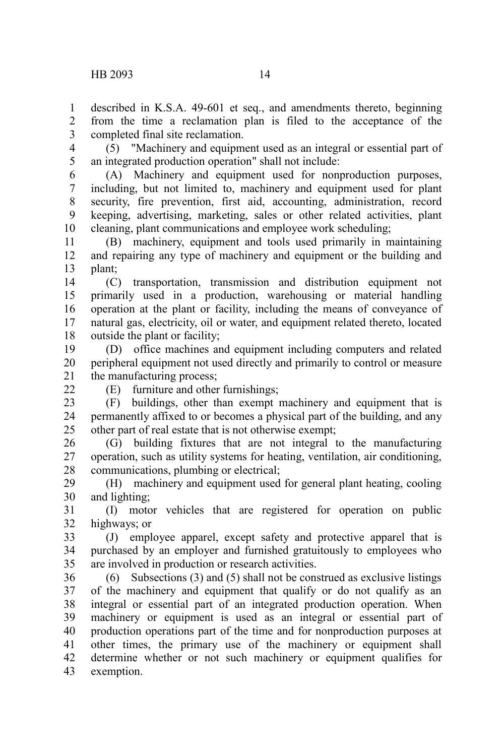described in K.S.A. 49-601 et seq., and amendments thereto, beginning from the time a reclamation plan is filed to the acceptance of the completed final site reclamation.

(5) "Machinery and equipment used as an integral or essential part of an integrated production operation" shall not include:

(A) Machinery and equipment used for nonproduction purposes, including, but not limited to, machinery and equipment used for plant security, fire prevention, first aid, accounting, administration, record keeping, advertising, marketing, sales or other related activities, plant cleaning, plant communications and employee work scheduling;

(B) machinery, equipment and tools used primarily in maintaining and repairing any type of machinery and equipment or the building and plant;

(C) transportation, transmission and distribution equipment not primarily used in a production, warehousing or material handling operation at the plant or facility, including the means of conveyance of natural gas, electricity, oil or water, and equipment related thereto, located outside the plant or facility;

(D) office machines and equipment including computers and related peripheral equipment not used directly and primarily to control or measure the manufacturing process;

(E) furniture and other furnishings;

(F) buildings, other than exempt machinery and equipment that is permanently affixed to or becomes a physical part of the building, and any other part of real estate that is not otherwise exempt;

(G) building fixtures that are not integral to the manufacturing operation, such as utility systems for heating, ventilation, air conditioning, communications, plumbing or electrical;

(H) machinery and equipment used for general plant heating, cooling and lighting;

(I) motor vehicles that are registered for operation on public highways; or

(J) employee apparel, except safety and protective apparel that is purchased by an employer and furnished gratuitously to employees who are involved in production or research activities.

(6) Subsections (3) and (5) shall not be construed as exclusive listings of the machinery and equipment that qualify or do not qualify as an integral or essential part of an integrated production operation. When machinery or equipment is used as an integral or essential part of production operations part of the time and for nonproduction purposes at other times, the primary use of the machinery or equipment shall determine whether or not such machinery or equipment qualifies for exemption.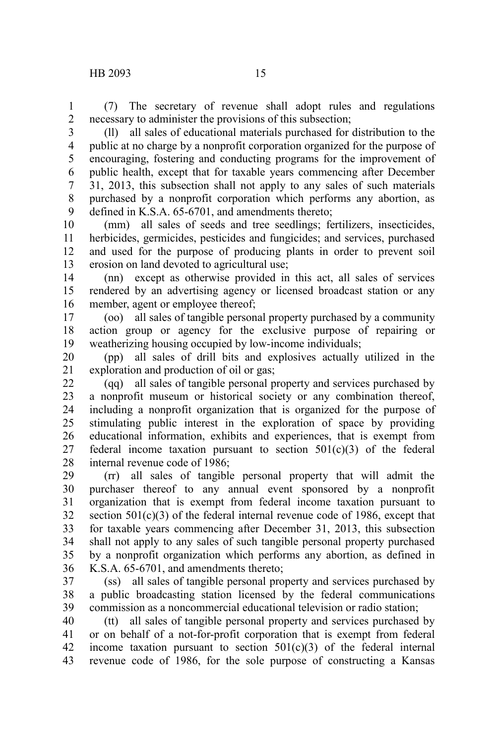(7) The secretary of revenue shall adopt rules and regulations necessary to administer the provisions of this subsection;

(ll) all sales of educational materials purchased for distribution to the public at no charge by a nonprofit corporation organized for the purpose of encouraging, fostering and conducting programs for the improvement of public health, except that for taxable years commencing after December 31, 2013, this subsection shall not apply to any sales of such materials purchased by a nonprofit corporation which performs any abortion, as defined in K.S.A. 65-6701, and amendments thereto;

(mm) all sales of seeds and tree seedlings; fertilizers, insecticides, herbicides, germicides, pesticides and fungicides; and services, purchased and used for the purpose of producing plants in order to prevent soil erosion on land devoted to agricultural use;

(nn) except as otherwise provided in this act, all sales of services rendered by an advertising agency or licensed broadcast station or any member, agent or employee thereof;

(oo) all sales of tangible personal property purchased by a community action group or agency for the exclusive purpose of repairing or weatherizing housing occupied by low-income individuals;

(pp) all sales of drill bits and explosives actually utilized in the exploration and production of oil or gas;

(qq) all sales of tangible personal property and services purchased by a nonprofit museum or historical society or any combination thereof, including a nonprofit organization that is organized for the purpose of stimulating public interest in the exploration of space by providing educational information, exhibits and experiences, that is exempt from federal income taxation pursuant to section 501(c)(3) of the federal internal revenue code of 1986;

(rr) all sales of tangible personal property that will admit the purchaser thereof to any annual event sponsored by a nonprofit organization that is exempt from federal income taxation pursuant to section 501(c)(3) of the federal internal revenue code of 1986, except that for taxable years commencing after December 31, 2013, this subsection shall not apply to any sales of such tangible personal property purchased by a nonprofit organization which performs any abortion, as defined in K.S.A. 65-6701, and amendments thereto;

(ss) all sales of tangible personal property and services purchased by a public broadcasting station licensed by the federal communications commission as a noncommercial educational television or radio station;

(tt) all sales of tangible personal property and services purchased by or on behalf of a not-for-profit corporation that is exempt from federal income taxation pursuant to section 501(c)(3) of the federal internal revenue code of 1986, for the sole purpose of constructing a Kansas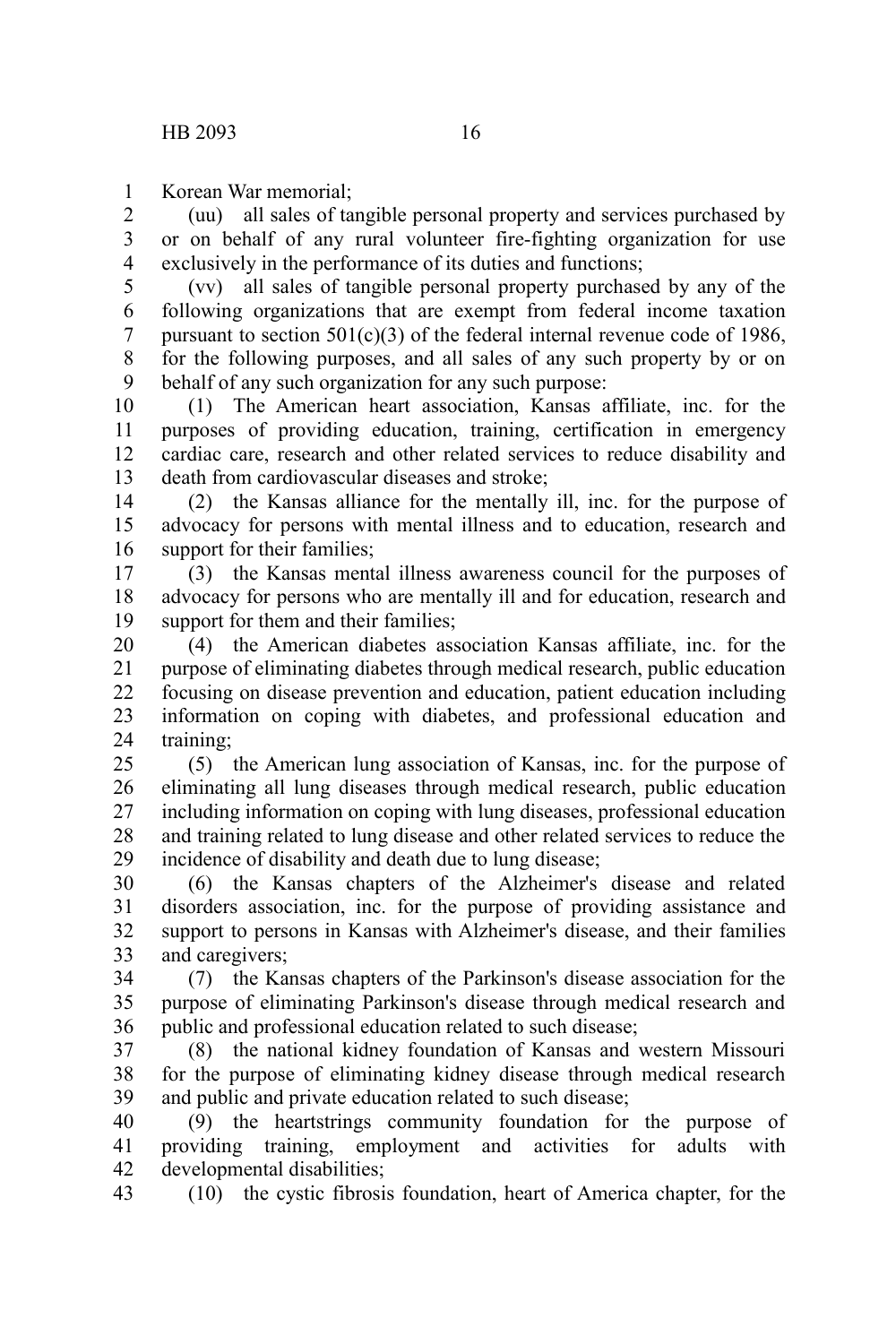Korean War memorial;

(uu) all sales of tangible personal property and services purchased by or on behalf of any rural volunteer fire-fighting organization for use exclusively in the performance of its duties and functions;

(vv) all sales of tangible personal property purchased by any of the following organizations that are exempt from federal income taxation pursuant to section 501(c)(3) of the federal internal revenue code of 1986, for the following purposes, and all sales of any such property by or on behalf of any such organization for any such purpose:

(1) The American heart association, Kansas affiliate, inc. for the purposes of providing education, training, certification in emergency cardiac care, research and other related services to reduce disability and death from cardiovascular diseases and stroke;

(2) the Kansas alliance for the mentally ill, inc. for the purpose of advocacy for persons with mental illness and to education, research and support for their families;

(3) the Kansas mental illness awareness council for the purposes of advocacy for persons who are mentally ill and for education, research and support for them and their families;

(4) the American diabetes association Kansas affiliate, inc. for the purpose of eliminating diabetes through medical research, public education focusing on disease prevention and education, patient education including information on coping with diabetes, and professional education and training;

(5) the American lung association of Kansas, inc. for the purpose of eliminating all lung diseases through medical research, public education including information on coping with lung diseases, professional education and training related to lung disease and other related services to reduce the incidence of disability and death due to lung disease;

(6) the Kansas chapters of the Alzheimer's disease and related disorders association, inc. for the purpose of providing assistance and support to persons in Kansas with Alzheimer's disease, and their families and caregivers;

(7) the Kansas chapters of the Parkinson's disease association for the purpose of eliminating Parkinson's disease through medical research and public and professional education related to such disease;

(8) the national kidney foundation of Kansas and western Missouri for the purpose of eliminating kidney disease through medical research and public and private education related to such disease;

(9) the heartstrings community foundation for the purpose of providing training, employment and activities for adults with developmental disabilities;

(10) the cystic fibrosis foundation, heart of America chapter, for the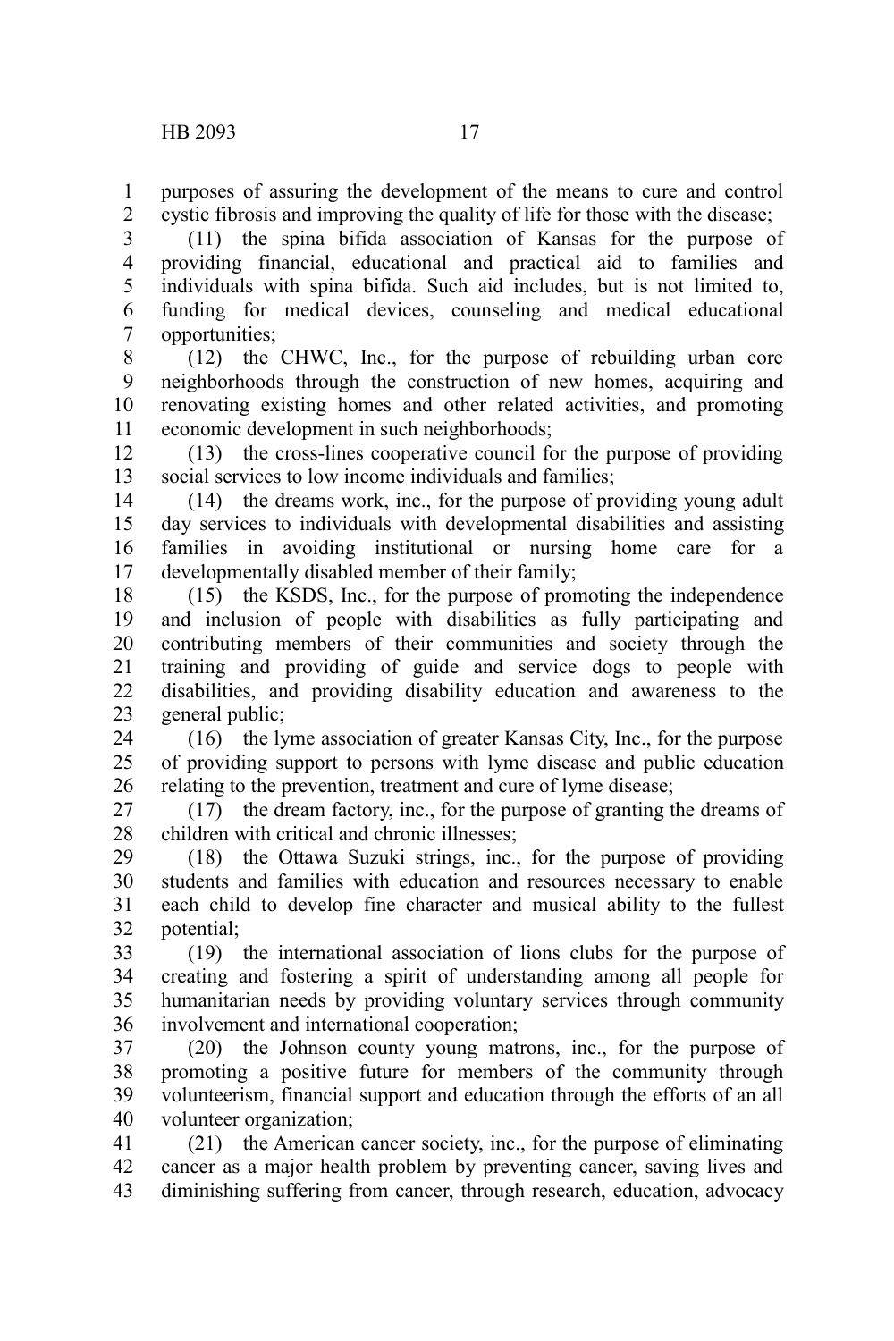purposes of assuring the development of the means to cure and control cystic fibrosis and improving the quality of life for those with the disease;

(11) the spina bifida association of Kansas for the purpose of providing financial, educational and practical aid to families and individuals with spina bifida. Such aid includes, but is not limited to, funding for medical devices, counseling and medical educational opportunities;

(12) the CHWC, Inc., for the purpose of rebuilding urban core neighborhoods through the construction of new homes, acquiring and renovating existing homes and other related activities, and promoting economic development in such neighborhoods;

(13) the cross-lines cooperative council for the purpose of providing social services to low income individuals and families;

(14) the dreams work, inc., for the purpose of providing young adult day services to individuals with developmental disabilities and assisting families in avoiding institutional or nursing home care for a developmentally disabled member of their family;

(15) the KSDS, Inc., for the purpose of promoting the independence and inclusion of people with disabilities as fully participating and contributing members of their communities and society through the training and providing of guide and service dogs to people with disabilities, and providing disability education and awareness to the general public;

(16) the lyme association of greater Kansas City, Inc., for the purpose of providing support to persons with lyme disease and public education relating to the prevention, treatment and cure of lyme disease;

(17) the dream factory, inc., for the purpose of granting the dreams of children with critical and chronic illnesses;

(18) the Ottawa Suzuki strings, inc., for the purpose of providing students and families with education and resources necessary to enable each child to develop fine character and musical ability to the fullest potential;

(19) the international association of lions clubs for the purpose of creating and fostering a spirit of understanding among all people for humanitarian needs by providing voluntary services through community involvement and international cooperation;

(20) the Johnson county young matrons, inc., for the purpose of promoting a positive future for members of the community through volunteerism, financial support and education through the efforts of an all volunteer organization;

(21) the American cancer society, inc., for the purpose of eliminating cancer as a major health problem by preventing cancer, saving lives and diminishing suffering from cancer, through research, education, advocacy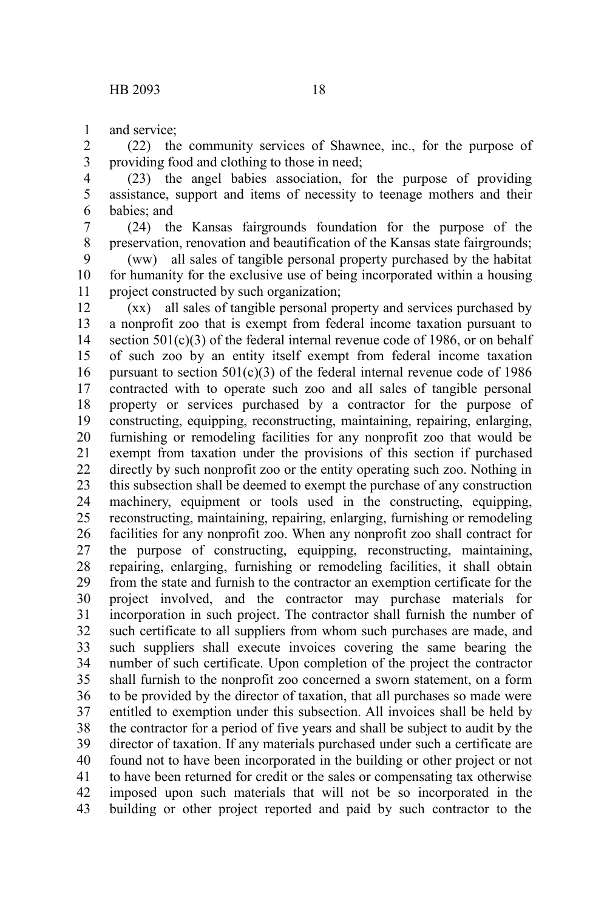and service;

(22) the community services of Shawnee, inc., for the purpose of providing food and clothing to those in need;

(23) the angel babies association, for the purpose of providing assistance, support and items of necessity to teenage mothers and their babies; and

(24) the Kansas fairgrounds foundation for the purpose of the preservation, renovation and beautification of the Kansas state fairgrounds;

(ww) all sales of tangible personal property purchased by the habitat for humanity for the exclusive use of being incorporated within a housing project constructed by such organization;

(xx) all sales of tangible personal property and services purchased by a nonprofit zoo that is exempt from federal income taxation pursuant to section 501(c)(3) of the federal internal revenue code of 1986, or on behalf of such zoo by an entity itself exempt from federal income taxation pursuant to section 501(c)(3) of the federal internal revenue code of 1986 contracted with to operate such zoo and all sales of tangible personal property or services purchased by a contractor for the purpose of constructing, equipping, reconstructing, maintaining, repairing, enlarging, furnishing or remodeling facilities for any nonprofit zoo that would be exempt from taxation under the provisions of this section if purchased directly by such nonprofit zoo or the entity operating such zoo. Nothing in this subsection shall be deemed to exempt the purchase of any construction machinery, equipment or tools used in the constructing, equipping, reconstructing, maintaining, repairing, enlarging, furnishing or remodeling facilities for any nonprofit zoo. When any nonprofit zoo shall contract for the purpose of constructing, equipping, reconstructing, maintaining, repairing, enlarging, furnishing or remodeling facilities, it shall obtain from the state and furnish to the contractor an exemption certificate for the project involved, and the contractor may purchase materials for incorporation in such project. The contractor shall furnish the number of such certificate to all suppliers from whom such purchases are made, and such suppliers shall execute invoices covering the same bearing the number of such certificate. Upon completion of the project the contractor shall furnish to the nonprofit zoo concerned a sworn statement, on a form to be provided by the director of taxation, that all purchases so made were entitled to exemption under this subsection. All invoices shall be held by the contractor for a period of five years and shall be subject to audit by the director of taxation. If any materials purchased under such a certificate are found not to have been incorporated in the building or other project or not to have been returned for credit or the sales or compensating tax otherwise imposed upon such materials that will not be so incorporated in the building or other project reported and paid by such contractor to the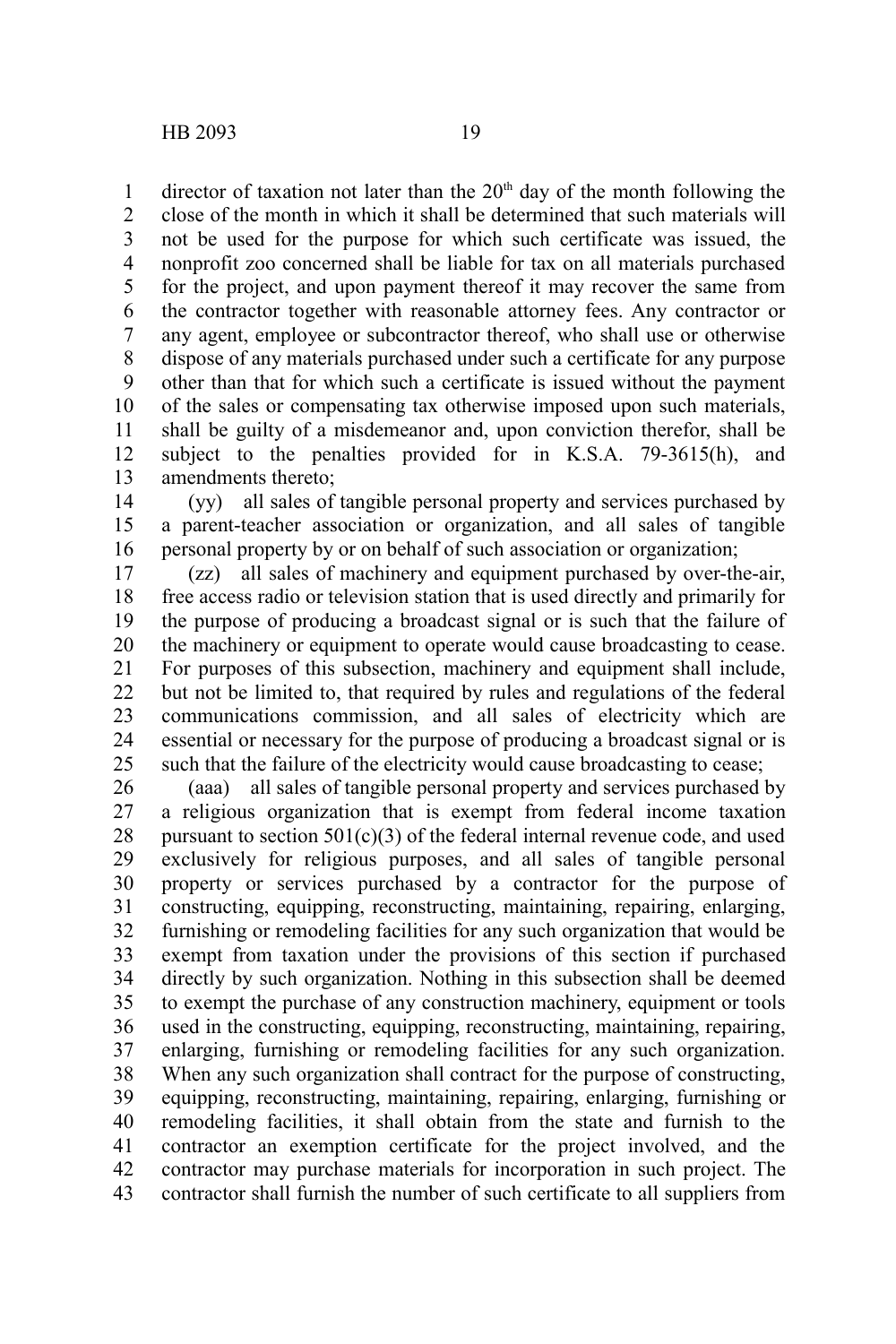director of taxation not later than the 20th day of the month following the close of the month in which it shall be determined that such materials will not be used for the purpose for which such certificate was issued, the nonprofit zoo concerned shall be liable for tax on all materials purchased for the project, and upon payment thereof it may recover the same from the contractor together with reasonable attorney fees. Any contractor or any agent, employee or subcontractor thereof, who shall use or otherwise dispose of any materials purchased under such a certificate for any purpose other than that for which such a certificate is issued without the payment of the sales or compensating tax otherwise imposed upon such materials, shall be guilty of a misdemeanor and, upon conviction therefor, shall be subject to the penalties provided for in K.S.A. 79-3615(h), and amendments thereto;

(yy) all sales of tangible personal property and services purchased by a parent-teacher association or organization, and all sales of tangible personal property by or on behalf of such association or organization;

(zz) all sales of machinery and equipment purchased by over-the-air, free access radio or television station that is used directly and primarily for the purpose of producing a broadcast signal or is such that the failure of the machinery or equipment to operate would cause broadcasting to cease. For purposes of this subsection, machinery and equipment shall include, but not be limited to, that required by rules and regulations of the federal communications commission, and all sales of electricity which are essential or necessary for the purpose of producing a broadcast signal or is such that the failure of the electricity would cause broadcasting to cease;

(aaa) all sales of tangible personal property and services purchased by a religious organization that is exempt from federal income taxation pursuant to section 501(c)(3) of the federal internal revenue code, and used exclusively for religious purposes, and all sales of tangible personal property or services purchased by a contractor for the purpose of constructing, equipping, reconstructing, maintaining, repairing, enlarging, furnishing or remodeling facilities for any such organization that would be exempt from taxation under the provisions of this section if purchased directly by such organization. Nothing in this subsection shall be deemed to exempt the purchase of any construction machinery, equipment or tools used in the constructing, equipping, reconstructing, maintaining, repairing, enlarging, furnishing or remodeling facilities for any such organization. When any such organization shall contract for the purpose of constructing, equipping, reconstructing, maintaining, repairing, enlarging, furnishing or remodeling facilities, it shall obtain from the state and furnish to the contractor an exemption certificate for the project involved, and the contractor may purchase materials for incorporation in such project. The contractor shall furnish the number of such certificate to all suppliers from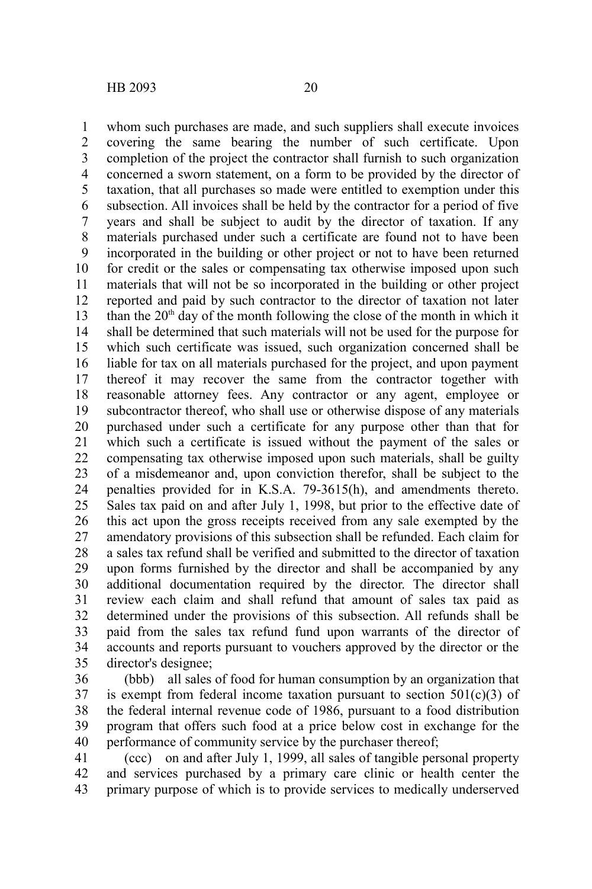whom such purchases are made, and such suppliers shall execute invoices covering the same bearing the number of such certificate. Upon completion of the project the contractor shall furnish to such organization concerned a sworn statement, on a form to be provided by the director of taxation, that all purchases so made were entitled to exemption under this subsection. All invoices shall be held by the contractor for a period of five years and shall be subject to audit by the director of taxation. If any materials purchased under such a certificate are found not to have been incorporated in the building or other project or not to have been returned for credit or the sales or compensating tax otherwise imposed upon such materials that will not be so incorporated in the building or other project reported and paid by such contractor to the director of taxation not later than the 20th day of the month following the close of the month in which it shall be determined that such materials will not be used for the purpose for which such certificate was issued, such organization concerned shall be liable for tax on all materials purchased for the project, and upon payment thereof it may recover the same from the contractor together with reasonable attorney fees. Any contractor or any agent, employee or subcontractor thereof, who shall use or otherwise dispose of any materials purchased under such a certificate for any purpose other than that for which such a certificate is issued without the payment of the sales or compensating tax otherwise imposed upon such materials, shall be guilty of a misdemeanor and, upon conviction therefor, shall be subject to the penalties provided for in K.S.A. 79-3615(h), and amendments thereto. Sales tax paid on and after July 1, 1998, but prior to the effective date of this act upon the gross receipts received from any sale exempted by the amendatory provisions of this subsection shall be refunded. Each claim for a sales tax refund shall be verified and submitted to the director of taxation upon forms furnished by the director and shall be accompanied by any additional documentation required by the director. The director shall review each claim and shall refund that amount of sales tax paid as determined under the provisions of this subsection. All refunds shall be paid from the sales tax refund fund upon warrants of the director of accounts and reports pursuant to vouchers approved by the director or the director's designee;

(bbb) all sales of food for human consumption by an organization that is exempt from federal income taxation pursuant to section 501(c)(3) of the federal internal revenue code of 1986, pursuant to a food distribution program that offers such food at a price below cost in exchange for the performance of community service by the purchaser thereof;

(ccc) on and after July 1, 1999, all sales of tangible personal property and services purchased by a primary care clinic or health center the primary purpose of which is to provide services to medically underserved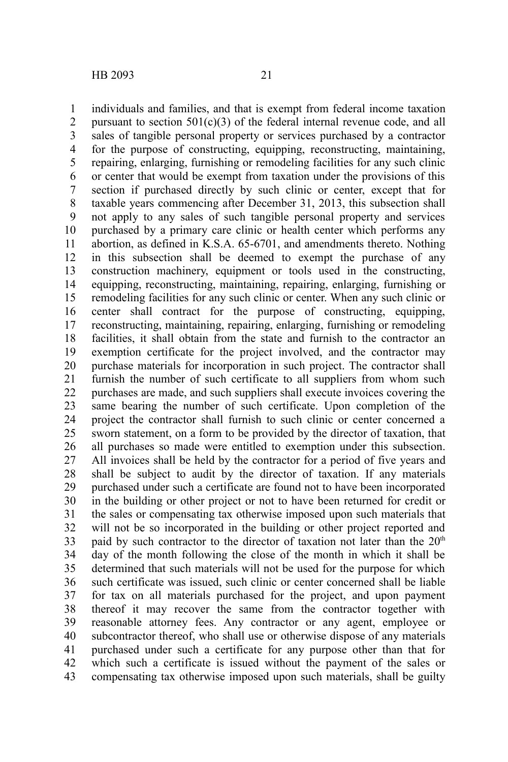individuals and families, and that is exempt from federal income taxation pursuant to section 501(c)(3) of the federal internal revenue code, and all sales of tangible personal property or services purchased by a contractor for the purpose of constructing, equipping, reconstructing, maintaining, repairing, enlarging, furnishing or remodeling facilities for any such clinic or center that would be exempt from taxation under the provisions of this section if purchased directly by such clinic or center, except that for taxable years commencing after December 31, 2013, this subsection shall not apply to any sales of such tangible personal property and services purchased by a primary care clinic or health center which performs any abortion, as defined in K.S.A. 65-6701, and amendments thereto. Nothing in this subsection shall be deemed to exempt the purchase of any construction machinery, equipment or tools used in the constructing, equipping, reconstructing, maintaining, repairing, enlarging, furnishing or remodeling facilities for any such clinic or center. When any such clinic or center shall contract for the purpose of constructing, equipping, reconstructing, maintaining, repairing, enlarging, furnishing or remodeling facilities, it shall obtain from the state and furnish to the contractor an exemption certificate for the project involved, and the contractor may purchase materials for incorporation in such project. The contractor shall furnish the number of such certificate to all suppliers from whom such purchases are made, and such suppliers shall execute invoices covering the same bearing the number of such certificate. Upon completion of the project the contractor shall furnish to such clinic or center concerned a sworn statement, on a form to be provided by the director of taxation, that all purchases so made were entitled to exemption under this subsection. All invoices shall be held by the contractor for a period of five years and shall be subject to audit by the director of taxation. If any materials purchased under such a certificate are found not to have been incorporated in the building or other project or not to have been returned for credit or the sales or compensating tax otherwise imposed upon such materials that will not be so incorporated in the building or other project reported and paid by such contractor to the director of taxation not later than the 20th day of the month following the close of the month in which it shall be determined that such materials will not be used for the purpose for which such certificate was issued, such clinic or center concerned shall be liable for tax on all materials purchased for the project, and upon payment thereof it may recover the same from the contractor together with reasonable attorney fees. Any contractor or any agent, employee or subcontractor thereof, who shall use or otherwise dispose of any materials purchased under such a certificate for any purpose other than that for which such a certificate is issued without the payment of the sales or compensating tax otherwise imposed upon such materials, shall be guilty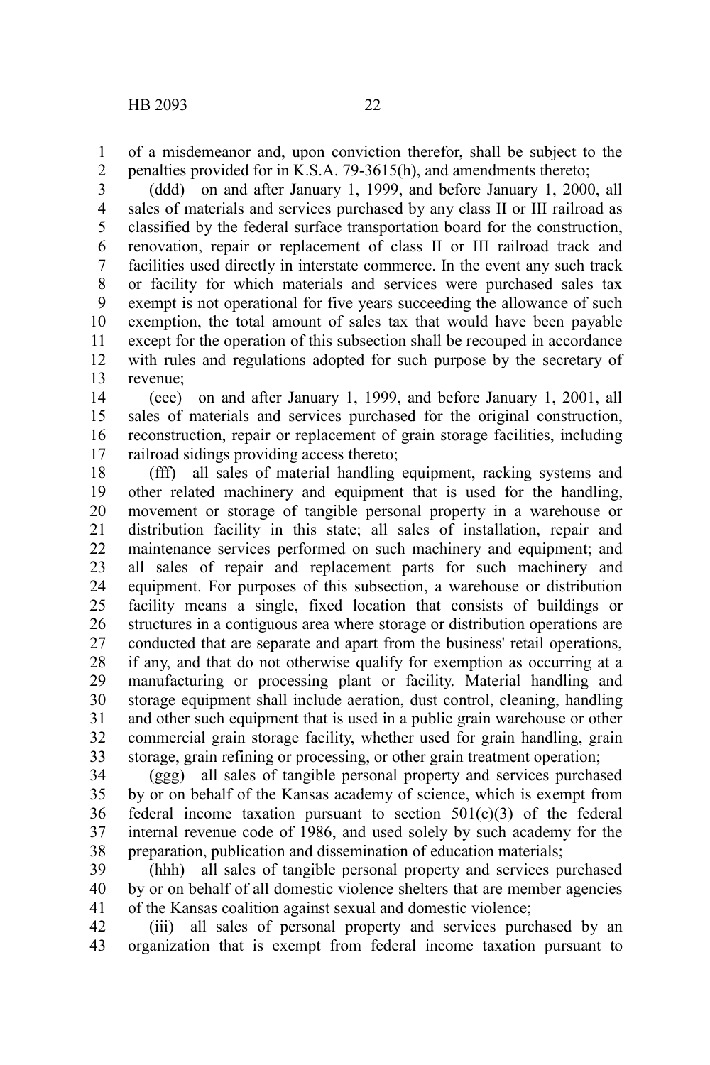of a misdemeanor and, upon conviction therefor, shall be subject to the penalties provided for in K.S.A. 79-3615(h), and amendments thereto;

(ddd) on and after January 1, 1999, and before January 1, 2000, all sales of materials and services purchased by any class II or III railroad as classified by the federal surface transportation board for the construction, renovation, repair or replacement of class II or III railroad track and facilities used directly in interstate commerce. In the event any such track or facility for which materials and services were purchased sales tax exempt is not operational for five years succeeding the allowance of such exemption, the total amount of sales tax that would have been payable except for the operation of this subsection shall be recouped in accordance with rules and regulations adopted for such purpose by the secretary of revenue;

(eee) on and after January 1, 1999, and before January 1, 2001, all sales of materials and services purchased for the original construction, reconstruction, repair or replacement of grain storage facilities, including railroad sidings providing access thereto;

(fff) all sales of material handling equipment, racking systems and other related machinery and equipment that is used for the handling, movement or storage of tangible personal property in a warehouse or distribution facility in this state; all sales of installation, repair and maintenance services performed on such machinery and equipment; and all sales of repair and replacement parts for such machinery and equipment. For purposes of this subsection, a warehouse or distribution facility means a single, fixed location that consists of buildings or structures in a contiguous area where storage or distribution operations are conducted that are separate and apart from the business' retail operations, if any, and that do not otherwise qualify for exemption as occurring at a manufacturing or processing plant or facility. Material handling and storage equipment shall include aeration, dust control, cleaning, handling and other such equipment that is used in a public grain warehouse or other commercial grain storage facility, whether used for grain handling, grain storage, grain refining or processing, or other grain treatment operation;

(ggg) all sales of tangible personal property and services purchased by or on behalf of the Kansas academy of science, which is exempt from federal income taxation pursuant to section 501(c)(3) of the federal internal revenue code of 1986, and used solely by such academy for the preparation, publication and dissemination of education materials;

(hhh) all sales of tangible personal property and services purchased by or on behalf of all domestic violence shelters that are member agencies of the Kansas coalition against sexual and domestic violence;

(iii) all sales of personal property and services purchased by an organization that is exempt from federal income taxation pursuant to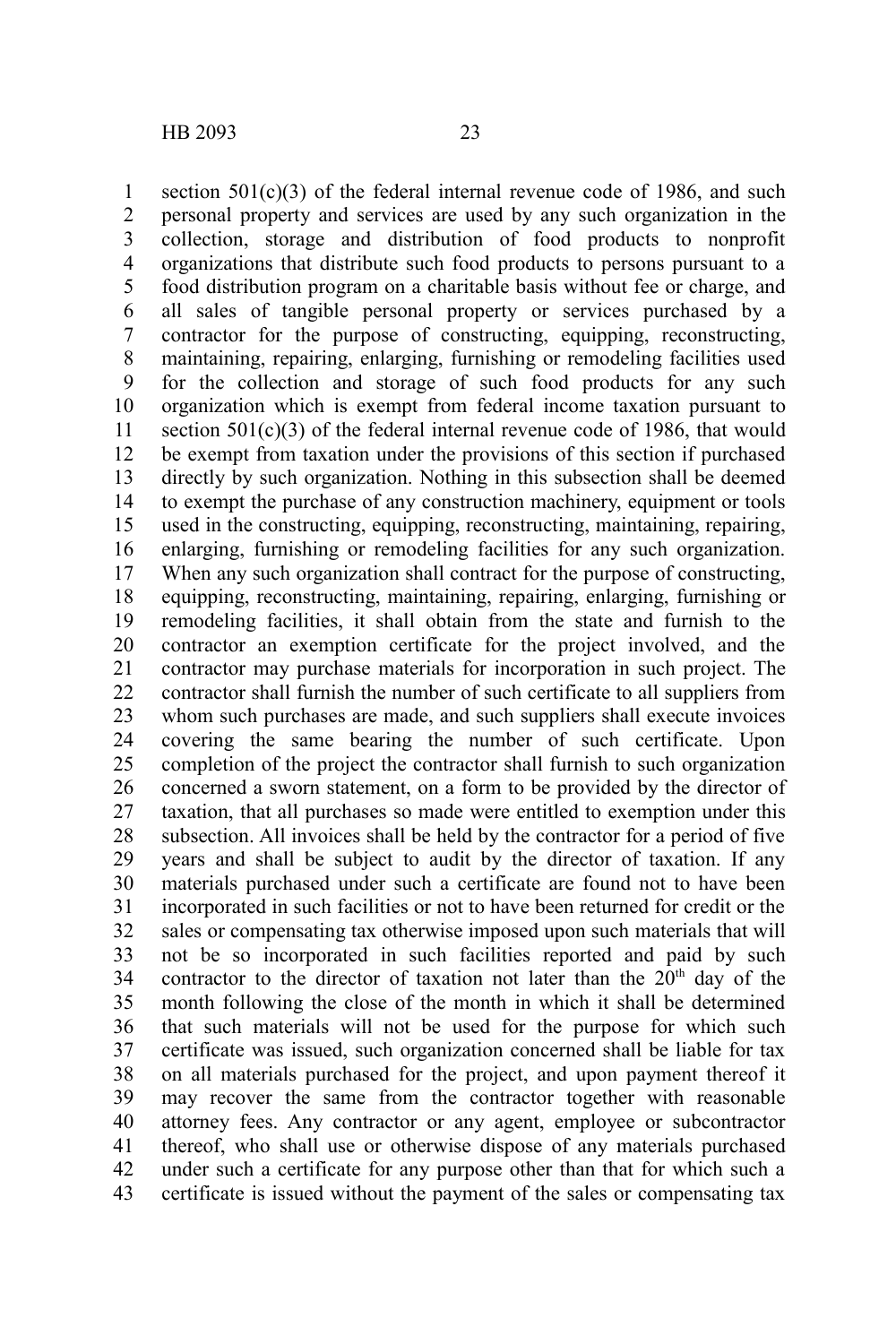section 501(c)(3) of the federal internal revenue code of 1986, and such personal property and services are used by any such organization in the collection, storage and distribution of food products to nonprofit organizations that distribute such food products to persons pursuant to a food distribution program on a charitable basis without fee or charge, and all sales of tangible personal property or services purchased by a contractor for the purpose of constructing, equipping, reconstructing, maintaining, repairing, enlarging, furnishing or remodeling facilities used for the collection and storage of such food products for any such organization which is exempt from federal income taxation pursuant to section 501(c)(3) of the federal internal revenue code of 1986, that would be exempt from taxation under the provisions of this section if purchased directly by such organization. Nothing in this subsection shall be deemed to exempt the purchase of any construction machinery, equipment or tools used in the constructing, equipping, reconstructing, maintaining, repairing, enlarging, furnishing or remodeling facilities for any such organization. When any such organization shall contract for the purpose of constructing, equipping, reconstructing, maintaining, repairing, enlarging, furnishing or remodeling facilities, it shall obtain from the state and furnish to the contractor an exemption certificate for the project involved, and the contractor may purchase materials for incorporation in such project. The contractor shall furnish the number of such certificate to all suppliers from whom such purchases are made, and such suppliers shall execute invoices covering the same bearing the number of such certificate. Upon completion of the project the contractor shall furnish to such organization concerned a sworn statement, on a form to be provided by the director of taxation, that all purchases so made were entitled to exemption under this subsection. All invoices shall be held by the contractor for a period of five years and shall be subject to audit by the director of taxation. If any materials purchased under such a certificate are found not to have been incorporated in such facilities or not to have been returned for credit or the sales or compensating tax otherwise imposed upon such materials that will not be so incorporated in such facilities reported and paid by such contractor to the director of taxation not later than the 20th day of the month following the close of the month in which it shall be determined that such materials will not be used for the purpose for which such certificate was issued, such organization concerned shall be liable for tax on all materials purchased for the project, and upon payment thereof it may recover the same from the contractor together with reasonable attorney fees. Any contractor or any agent, employee or subcontractor thereof, who shall use or otherwise dispose of any materials purchased under such a certificate for any purpose other than that for which such a certificate is issued without the payment of the sales or compensating tax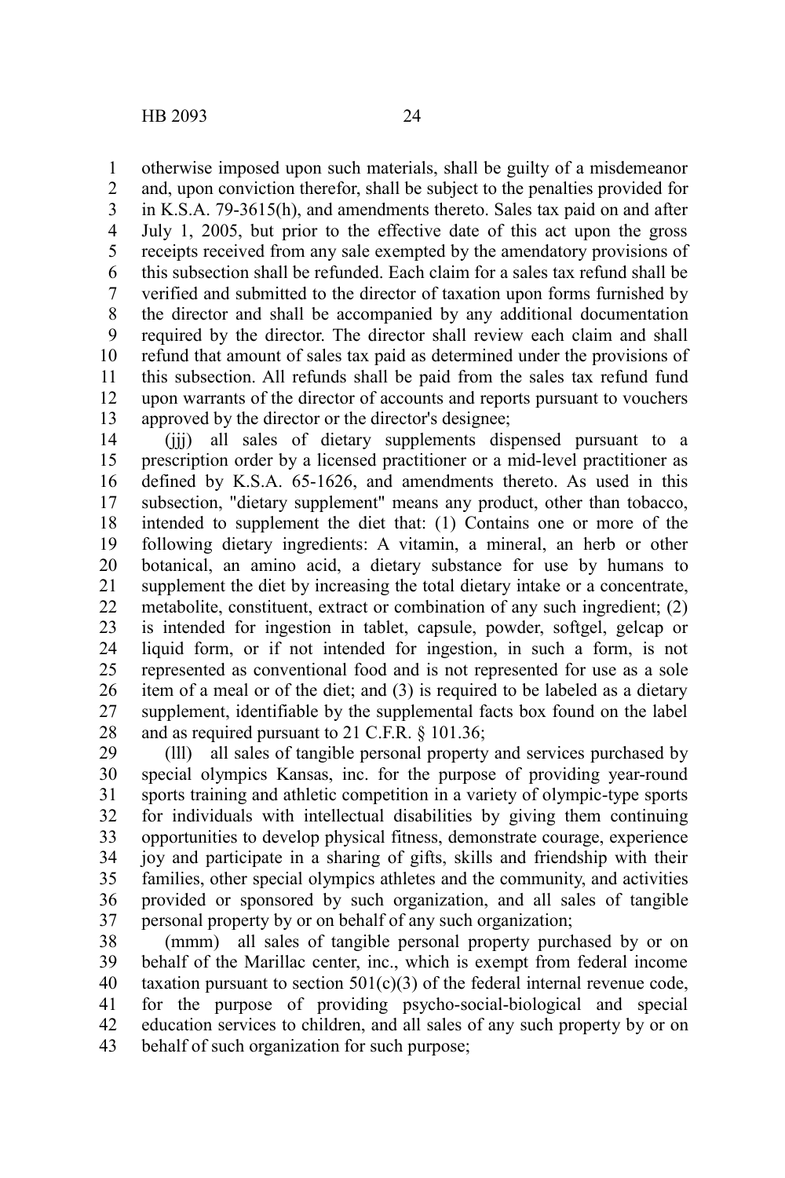otherwise imposed upon such materials, shall be guilty of a misdemeanor and, upon conviction therefor, shall be subject to the penalties provided for in K.S.A. 79-3615(h), and amendments thereto. Sales tax paid on and after July 1, 2005, but prior to the effective date of this act upon the gross receipts received from any sale exempted by the amendatory provisions of this subsection shall be refunded. Each claim for a sales tax refund shall be verified and submitted to the director of taxation upon forms furnished by the director and shall be accompanied by any additional documentation required by the director. The director shall review each claim and shall refund that amount of sales tax paid as determined under the provisions of this subsection. All refunds shall be paid from the sales tax refund fund upon warrants of the director of accounts and reports pursuant to vouchers approved by the director or the director's designee;

(jjj) all sales of dietary supplements dispensed pursuant to a prescription order by a licensed practitioner or a mid-level practitioner as defined by K.S.A. 65-1626, and amendments thereto. As used in this subsection, "dietary supplement" means any product, other than tobacco, intended to supplement the diet that: (1) Contains one or more of the following dietary ingredients: A vitamin, a mineral, an herb or other botanical, an amino acid, a dietary substance for use by humans to supplement the diet by increasing the total dietary intake or a concentrate, metabolite, constituent, extract or combination of any such ingredient; (2) is intended for ingestion in tablet, capsule, powder, softgel, gelcap or liquid form, or if not intended for ingestion, in such a form, is not represented as conventional food and is not represented for use as a sole item of a meal or of the diet; and (3) is required to be labeled as a dietary supplement, identifiable by the supplemental facts box found on the label and as required pursuant to 21 C.F.R. § 101.36;

(lll) all sales of tangible personal property and services purchased by special olympics Kansas, inc. for the purpose of providing year-round sports training and athletic competition in a variety of olympic-type sports for individuals with intellectual disabilities by giving them continuing opportunities to develop physical fitness, demonstrate courage, experience joy and participate in a sharing of gifts, skills and friendship with their families, other special olympics athletes and the community, and activities provided or sponsored by such organization, and all sales of tangible personal property by or on behalf of any such organization;

(mmm) all sales of tangible personal property purchased by or on behalf of the Marillac center, inc., which is exempt from federal income taxation pursuant to section 501(c)(3) of the federal internal revenue code, for the purpose of providing psycho-social-biological and special education services to children, and all sales of any such property by or on behalf of such organization for such purpose;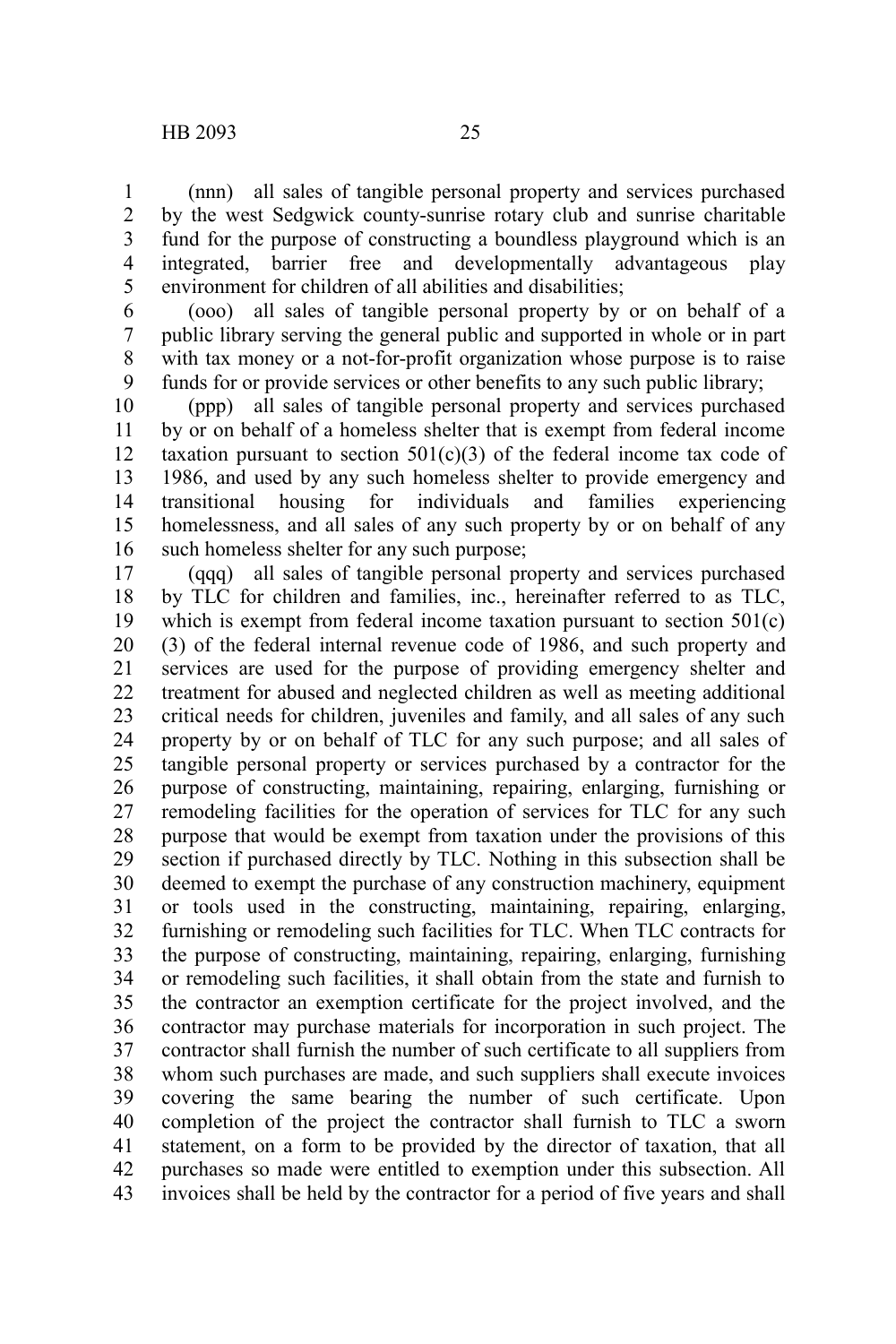(nnn) all sales of tangible personal property and services purchased by the west Sedgwick county-sunrise rotary club and sunrise charitable fund for the purpose of constructing a boundless playground which is an integrated, barrier free and developmentally advantageous play environment for children of all abilities and disabilities;

(ooo) all sales of tangible personal property by or on behalf of a public library serving the general public and supported in whole or in part with tax money or a not-for-profit organization whose purpose is to raise funds for or provide services or other benefits to any such public library;

(ppp) all sales of tangible personal property and services purchased by or on behalf of a homeless shelter that is exempt from federal income taxation pursuant to section 501(c)(3) of the federal income tax code of 1986, and used by any such homeless shelter to provide emergency and transitional housing for individuals and families experiencing homelessness, and all sales of any such property by or on behalf of any such homeless shelter for any such purpose;

(qqq) all sales of tangible personal property and services purchased by TLC for children and families, inc., hereinafter referred to as TLC, which is exempt from federal income taxation pursuant to section 501(c)(3) of the federal internal revenue code of 1986, and such property and services are used for the purpose of providing emergency shelter and treatment for abused and neglected children as well as meeting additional critical needs for children, juveniles and family, and all sales of any such property by or on behalf of TLC for any such purpose; and all sales of tangible personal property or services purchased by a contractor for the purpose of constructing, maintaining, repairing, enlarging, furnishing or remodeling facilities for the operation of services for TLC for any such purpose that would be exempt from taxation under the provisions of this section if purchased directly by TLC. Nothing in this subsection shall be deemed to exempt the purchase of any construction machinery, equipment or tools used in the constructing, maintaining, repairing, enlarging, furnishing or remodeling such facilities for TLC. When TLC contracts for the purpose of constructing, maintaining, repairing, enlarging, furnishing or remodeling such facilities, it shall obtain from the state and furnish to the contractor an exemption certificate for the project involved, and the contractor may purchase materials for incorporation in such project. The contractor shall furnish the number of such certificate to all suppliers from whom such purchases are made, and such suppliers shall execute invoices covering the same bearing the number of such certificate. Upon completion of the project the contractor shall furnish to TLC a sworn statement, on a form to be provided by the director of taxation, that all purchases so made were entitled to exemption under this subsection. All invoices shall be held by the contractor for a period of five years and shall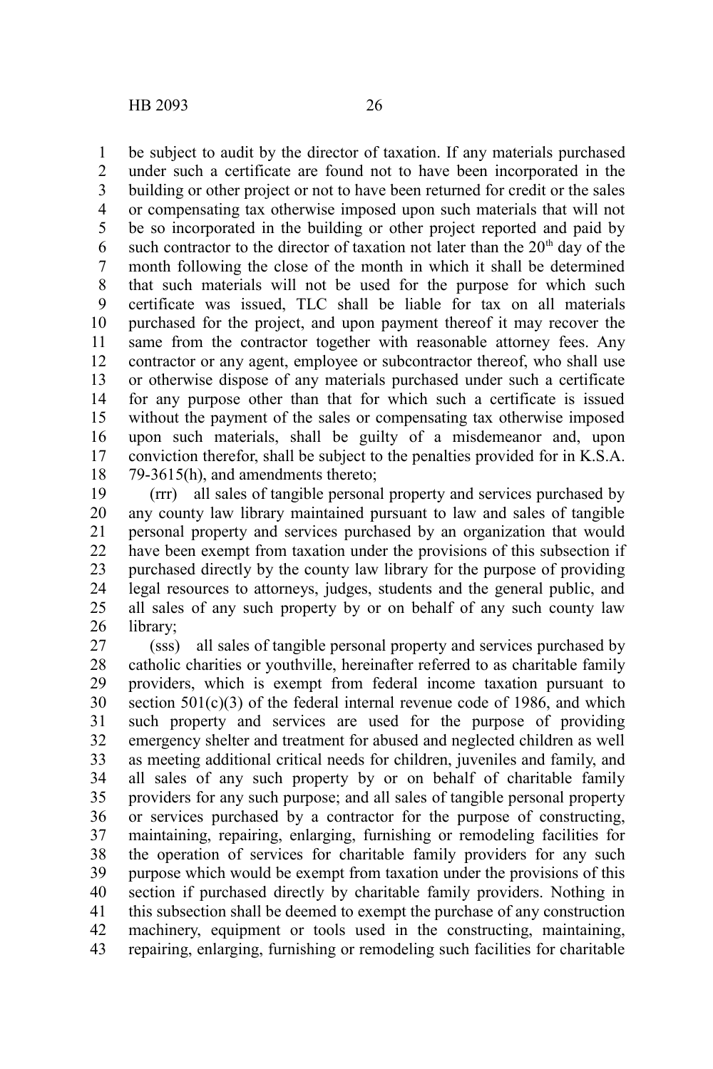be subject to audit by the director of taxation. If any materials purchased under such a certificate are found not to have been incorporated in the building or other project or not to have been returned for credit or the sales or compensating tax otherwise imposed upon such materials that will not be so incorporated in the building or other project reported and paid by such contractor to the director of taxation not later than the 20th day of the month following the close of the month in which it shall be determined that such materials will not be used for the purpose for which such certificate was issued, TLC shall be liable for tax on all materials purchased for the project, and upon payment thereof it may recover the same from the contractor together with reasonable attorney fees. Any contractor or any agent, employee or subcontractor thereof, who shall use or otherwise dispose of any materials purchased under such a certificate for any purpose other than that for which such a certificate is issued without the payment of the sales or compensating tax otherwise imposed upon such materials, shall be guilty of a misdemeanor and, upon conviction therefor, shall be subject to the penalties provided for in K.S.A. 79-3615(h), and amendments thereto;

(rrr) all sales of tangible personal property and services purchased by any county law library maintained pursuant to law and sales of tangible personal property and services purchased by an organization that would have been exempt from taxation under the provisions of this subsection if purchased directly by the county law library for the purpose of providing legal resources to attorneys, judges, students and the general public, and all sales of any such property by or on behalf of any such county law library;

(sss) all sales of tangible personal property and services purchased by catholic charities or youthville, hereinafter referred to as charitable family providers, which is exempt from federal income taxation pursuant to section 501(c)(3) of the federal internal revenue code of 1986, and which such property and services are used for the purpose of providing emergency shelter and treatment for abused and neglected children as well as meeting additional critical needs for children, juveniles and family, and all sales of any such property by or on behalf of charitable family providers for any such purpose; and all sales of tangible personal property or services purchased by a contractor for the purpose of constructing, maintaining, repairing, enlarging, furnishing or remodeling facilities for the operation of services for charitable family providers for any such purpose which would be exempt from taxation under the provisions of this section if purchased directly by charitable family providers. Nothing in this subsection shall be deemed to exempt the purchase of any construction machinery, equipment or tools used in the constructing, maintaining, repairing, enlarging, furnishing or remodeling such facilities for charitable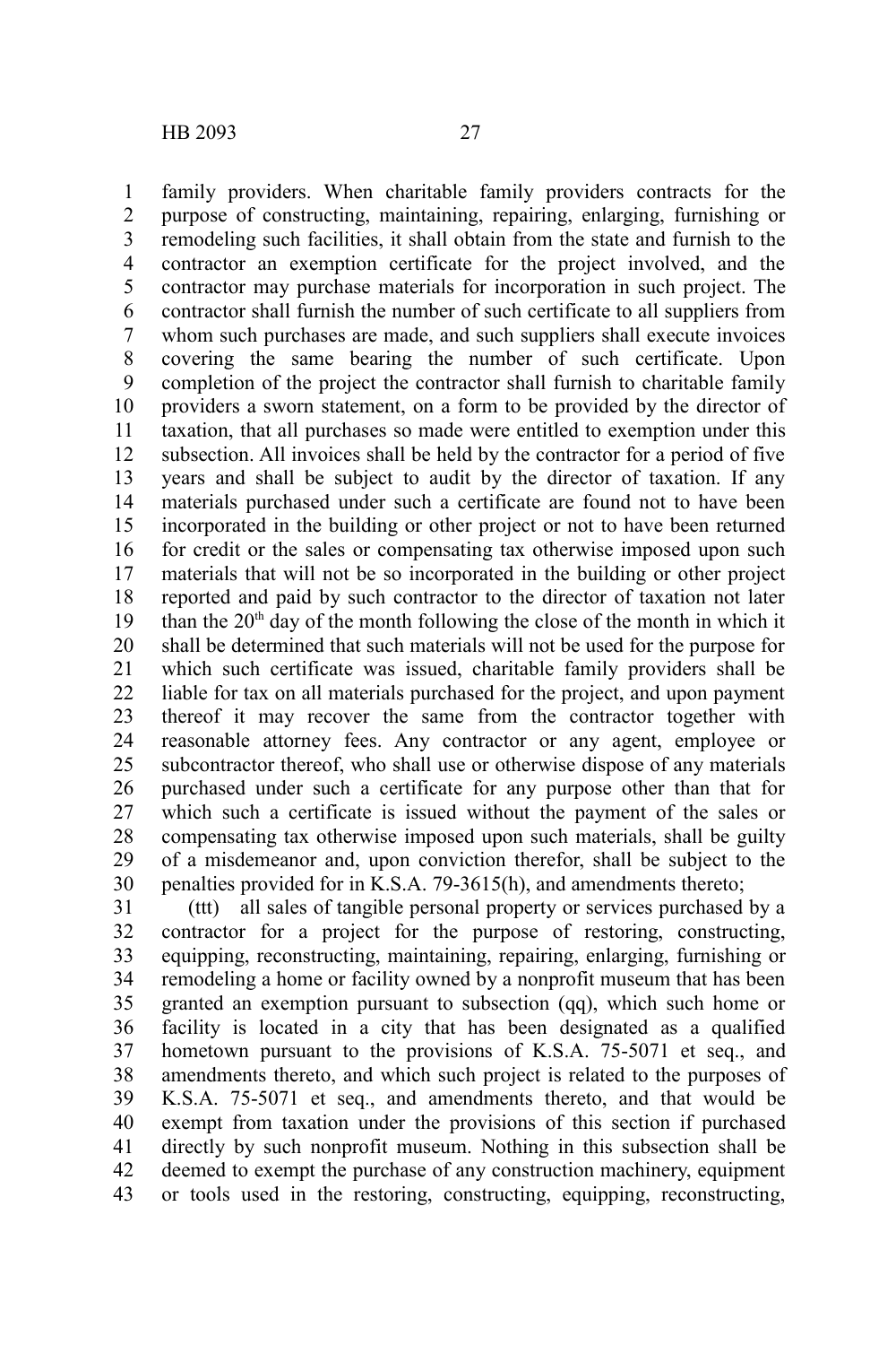family providers. When charitable family providers contracts for the purpose of constructing, maintaining, repairing, enlarging, furnishing or remodeling such facilities, it shall obtain from the state and furnish to the contractor an exemption certificate for the project involved, and the contractor may purchase materials for incorporation in such project. The contractor shall furnish the number of such certificate to all suppliers from whom such purchases are made, and such suppliers shall execute invoices covering the same bearing the number of such certificate. Upon completion of the project the contractor shall furnish to charitable family providers a sworn statement, on a form to be provided by the director of taxation, that all purchases so made were entitled to exemption under this subsection. All invoices shall be held by the contractor for a period of five years and shall be subject to audit by the director of taxation. If any materials purchased under such a certificate are found not to have been incorporated in the building or other project or not to have been returned for credit or the sales or compensating tax otherwise imposed upon such materials that will not be so incorporated in the building or other project reported and paid by such contractor to the director of taxation not later than the 20th day of the month following the close of the month in which it shall be determined that such materials will not be used for the purpose for which such certificate was issued, charitable family providers shall be liable for tax on all materials purchased for the project, and upon payment thereof it may recover the same from the contractor together with reasonable attorney fees. Any contractor or any agent, employee or subcontractor thereof, who shall use or otherwise dispose of any materials purchased under such a certificate for any purpose other than that for which such a certificate is issued without the payment of the sales or compensating tax otherwise imposed upon such materials, shall be guilty of a misdemeanor and, upon conviction therefor, shall be subject to the penalties provided for in K.S.A. 79-3615(h), and amendments thereto;

(ttt) all sales of tangible personal property or services purchased by a contractor for a project for the purpose of restoring, constructing, equipping, reconstructing, maintaining, repairing, enlarging, furnishing or remodeling a home or facility owned by a nonprofit museum that has been granted an exemption pursuant to subsection (qq), which such home or facility is located in a city that has been designated as a qualified hometown pursuant to the provisions of K.S.A. 75-5071 et seq., and amendments thereto, and which such project is related to the purposes of K.S.A. 75-5071 et seq., and amendments thereto, and that would be exempt from taxation under the provisions of this section if purchased directly by such nonprofit museum. Nothing in this subsection shall be deemed to exempt the purchase of any construction machinery, equipment or tools used in the restoring, constructing, equipping, reconstructing,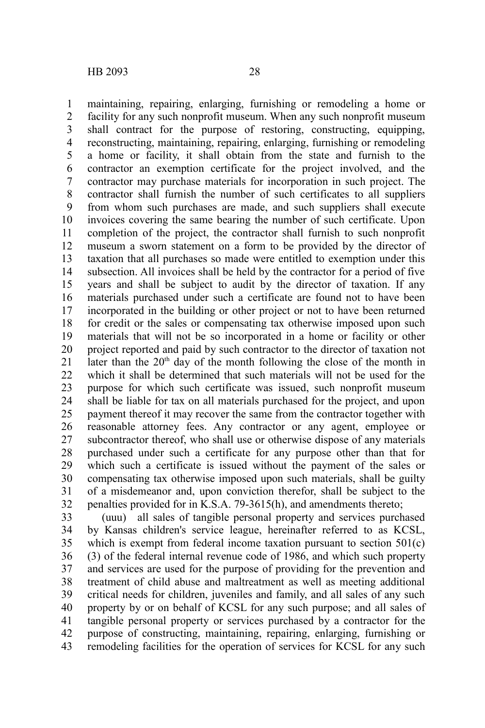maintaining, repairing, enlarging, furnishing or remodeling a home or facility for any such nonprofit museum. When any such nonprofit museum shall contract for the purpose of restoring, constructing, equipping, reconstructing, maintaining, repairing, enlarging, furnishing or remodeling a home or facility, it shall obtain from the state and furnish to the contractor an exemption certificate for the project involved, and the contractor may purchase materials for incorporation in such project. The contractor shall furnish the number of such certificates to all suppliers from whom such purchases are made, and such suppliers shall execute invoices covering the same bearing the number of such certificate. Upon completion of the project, the contractor shall furnish to such nonprofit museum a sworn statement on a form to be provided by the director of taxation that all purchases so made were entitled to exemption under this subsection. All invoices shall be held by the contractor for a period of five years and shall be subject to audit by the director of taxation. If any materials purchased under such a certificate are found not to have been incorporated in the building or other project or not to have been returned for credit or the sales or compensating tax otherwise imposed upon such materials that will not be so incorporated in a home or facility or other project reported and paid by such contractor to the director of taxation not later than the 20th day of the month following the close of the month in which it shall be determined that such materials will not be used for the purpose for which such certificate was issued, such nonprofit museum shall be liable for tax on all materials purchased for the project, and upon payment thereof it may recover the same from the contractor together with reasonable attorney fees. Any contractor or any agent, employee or subcontractor thereof, who shall use or otherwise dispose of any materials purchased under such a certificate for any purpose other than that for which such a certificate is issued without the payment of the sales or compensating tax otherwise imposed upon such materials, shall be guilty of a misdemeanor and, upon conviction therefor, shall be subject to the penalties provided for in K.S.A. 79-3615(h), and amendments thereto;

(uuu) all sales of tangible personal property and services purchased by Kansas children's service league, hereinafter referred to as KCSL, which is exempt from federal income taxation pursuant to section 501(c)(3) of the federal internal revenue code of 1986, and which such property and services are used for the purpose of providing for the prevention and treatment of child abuse and maltreatment as well as meeting additional critical needs for children, juveniles and family, and all sales of any such property by or on behalf of KCSL for any such purpose; and all sales of tangible personal property or services purchased by a contractor for the purpose of constructing, maintaining, repairing, enlarging, furnishing or remodeling facilities for the operation of services for KCSL for any such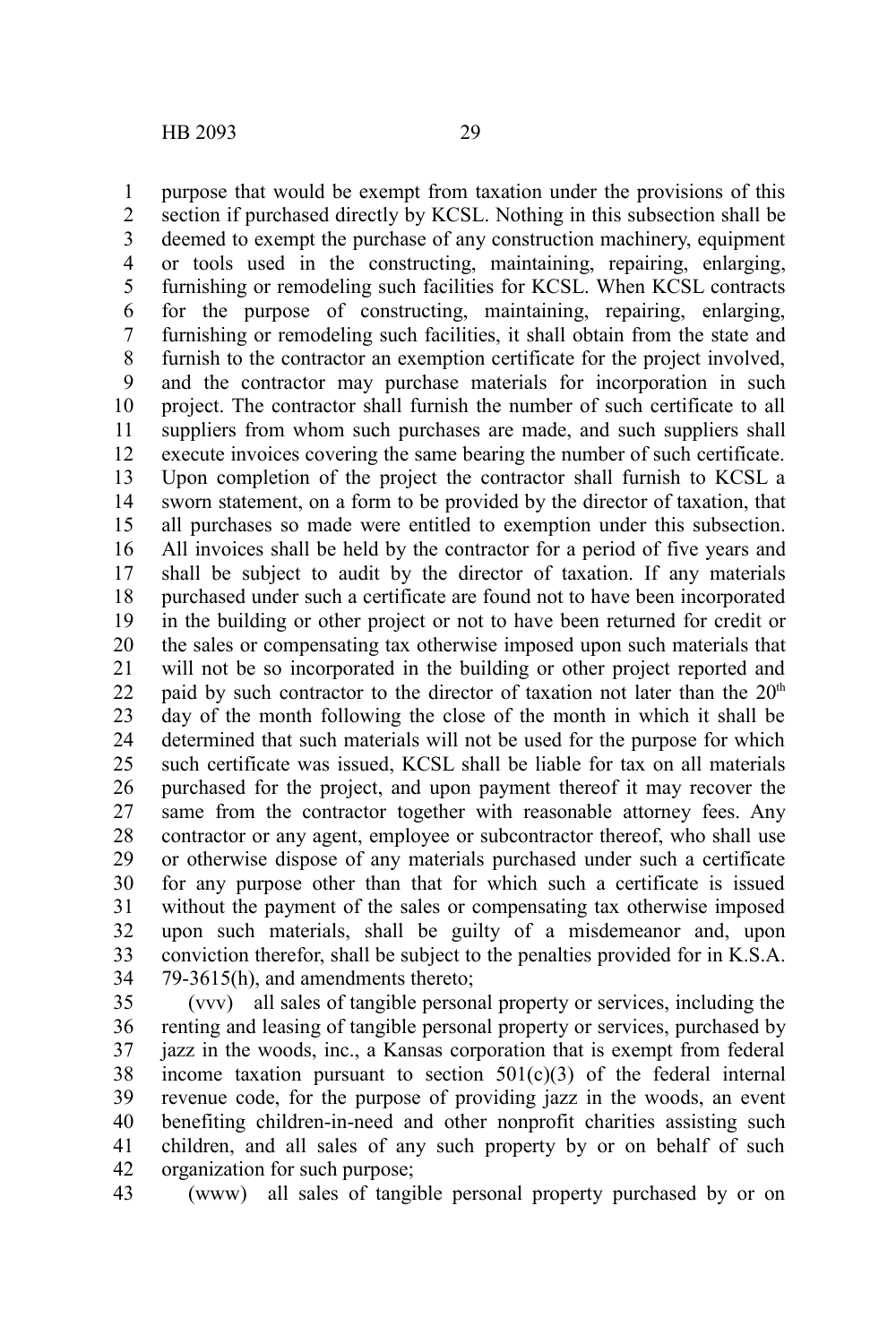purpose that would be exempt from taxation under the provisions of this section if purchased directly by KCSL. Nothing in this subsection shall be deemed to exempt the purchase of any construction machinery, equipment or tools used in the constructing, maintaining, repairing, enlarging, furnishing or remodeling such facilities for KCSL. When KCSL contracts for the purpose of constructing, maintaining, repairing, enlarging, furnishing or remodeling such facilities, it shall obtain from the state and furnish to the contractor an exemption certificate for the project involved, and the contractor may purchase materials for incorporation in such project. The contractor shall furnish the number of such certificate to all suppliers from whom such purchases are made, and such suppliers shall execute invoices covering the same bearing the number of such certificate. Upon completion of the project the contractor shall furnish to KCSL a sworn statement, on a form to be provided by the director of taxation, that all purchases so made were entitled to exemption under this subsection. All invoices shall be held by the contractor for a period of five years and shall be subject to audit by the director of taxation. If any materials purchased under such a certificate are found not to have been incorporated in the building or other project or not to have been returned for credit or the sales or compensating tax otherwise imposed upon such materials that will not be so incorporated in the building or other project reported and paid by such contractor to the director of taxation not later than the 20th day of the month following the close of the month in which it shall be determined that such materials will not be used for the purpose for which such certificate was issued, KCSL shall be liable for tax on all materials purchased for the project, and upon payment thereof it may recover the same from the contractor together with reasonable attorney fees. Any contractor or any agent, employee or subcontractor thereof, who shall use or otherwise dispose of any materials purchased under such a certificate for any purpose other than that for which such a certificate is issued without the payment of the sales or compensating tax otherwise imposed upon such materials, shall be guilty of a misdemeanor and, upon conviction therefor, shall be subject to the penalties provided for in K.S.A. 79-3615(h), and amendments thereto;

(vvv) all sales of tangible personal property or services, including the renting and leasing of tangible personal property or services, purchased by jazz in the woods, inc., a Kansas corporation that is exempt from federal income taxation pursuant to section 501(c)(3) of the federal internal revenue code, for the purpose of providing jazz in the woods, an event benefiting children-in-need and other nonprofit charities assisting such children, and all sales of any such property by or on behalf of such organization for such purpose;

(www) all sales of tangible personal property purchased by or on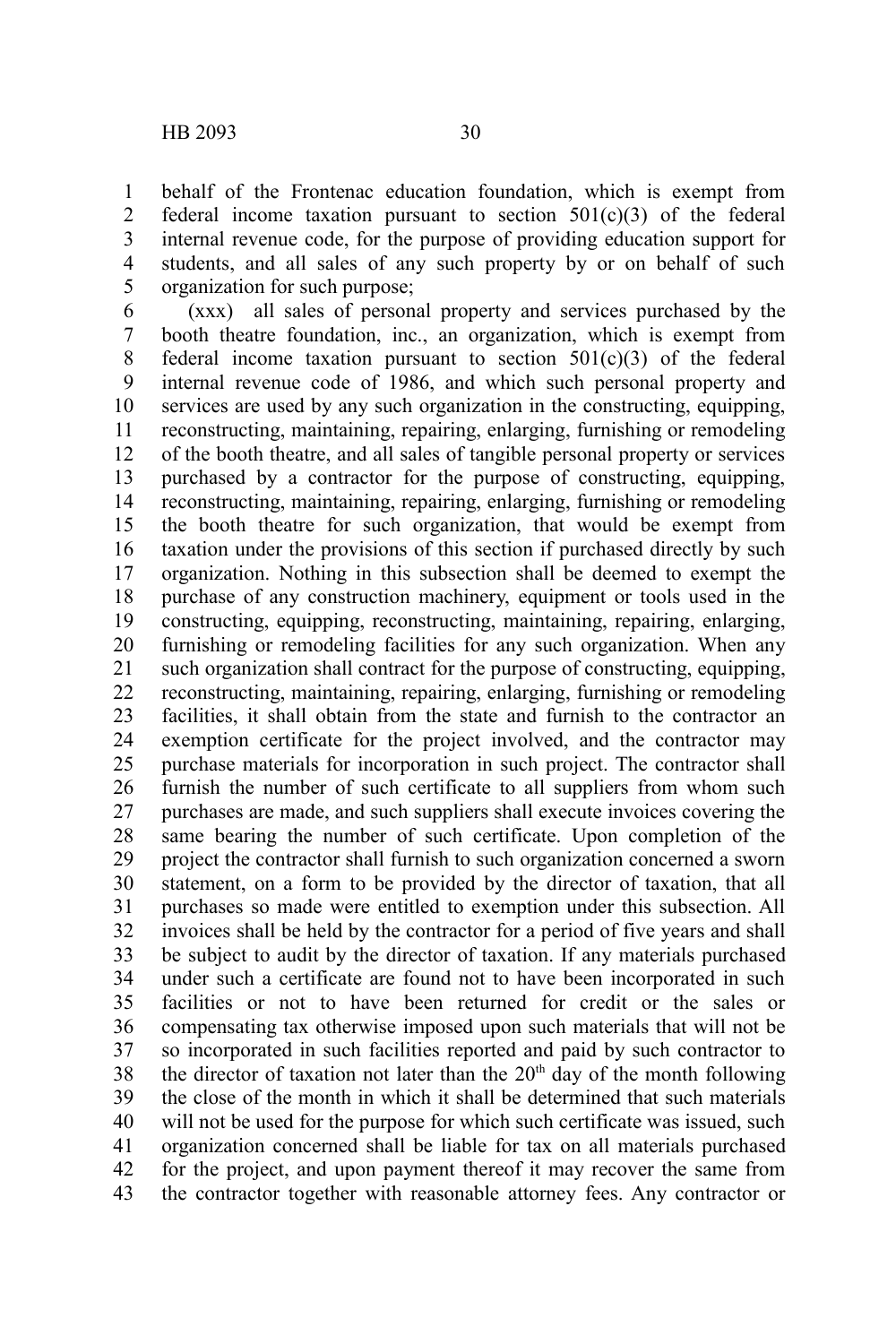behalf of the Frontenac education foundation, which is exempt from federal income taxation pursuant to section 501(c)(3) of the federal internal revenue code, for the purpose of providing education support for students, and all sales of any such property by or on behalf of such organization for such purpose;

(xxx) all sales of personal property and services purchased by the booth theatre foundation, inc., an organization, which is exempt from federal income taxation pursuant to section 501(c)(3) of the federal internal revenue code of 1986, and which such personal property and services are used by any such organization in the constructing, equipping, reconstructing, maintaining, repairing, enlarging, furnishing or remodeling of the booth theatre, and all sales of tangible personal property or services purchased by a contractor for the purpose of constructing, equipping, reconstructing, maintaining, repairing, enlarging, furnishing or remodeling the booth theatre for such organization, that would be exempt from taxation under the provisions of this section if purchased directly by such organization. Nothing in this subsection shall be deemed to exempt the purchase of any construction machinery, equipment or tools used in the constructing, equipping, reconstructing, maintaining, repairing, enlarging, furnishing or remodeling facilities for any such organization. When any such organization shall contract for the purpose of constructing, equipping, reconstructing, maintaining, repairing, enlarging, furnishing or remodeling facilities, it shall obtain from the state and furnish to the contractor an exemption certificate for the project involved, and the contractor may purchase materials for incorporation in such project. The contractor shall furnish the number of such certificate to all suppliers from whom such purchases are made, and such suppliers shall execute invoices covering the same bearing the number of such certificate. Upon completion of the project the contractor shall furnish to such organization concerned a sworn statement, on a form to be provided by the director of taxation, that all purchases so made were entitled to exemption under this subsection. All invoices shall be held by the contractor for a period of five years and shall be subject to audit by the director of taxation. If any materials purchased under such a certificate are found not to have been incorporated in such facilities or not to have been returned for credit or the sales or compensating tax otherwise imposed upon such materials that will not be so incorporated in such facilities reported and paid by such contractor to the director of taxation not later than the 20th day of the month following the close of the month in which it shall be determined that such materials will not be used for the purpose for which such certificate was issued, such organization concerned shall be liable for tax on all materials purchased for the project, and upon payment thereof it may recover the same from the contractor together with reasonable attorney fees. Any contractor or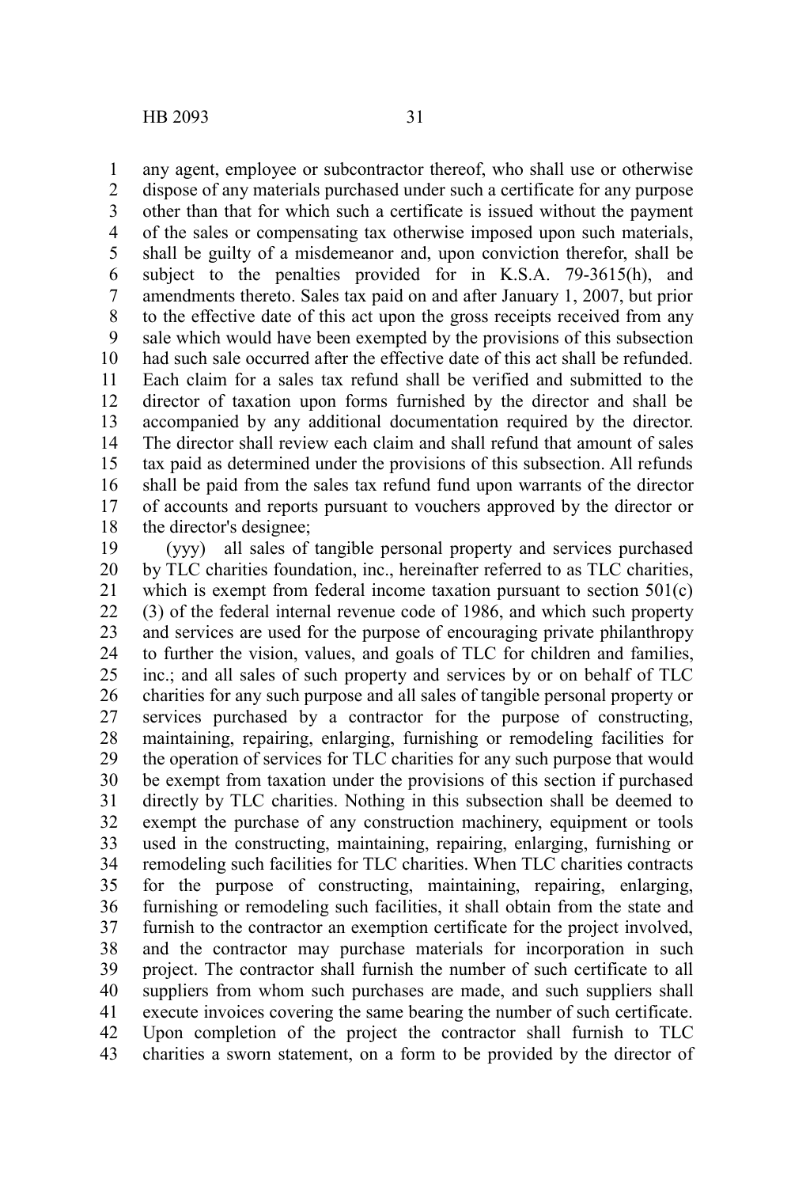any agent, employee or subcontractor thereof, who shall use or otherwise dispose of any materials purchased under such a certificate for any purpose other than that for which such a certificate is issued without the payment of the sales or compensating tax otherwise imposed upon such materials, shall be guilty of a misdemeanor and, upon conviction therefor, shall be subject to the penalties provided for in K.S.A. 79-3615(h), and amendments thereto. Sales tax paid on and after January 1, 2007, but prior to the effective date of this act upon the gross receipts received from any sale which would have been exempted by the provisions of this subsection had such sale occurred after the effective date of this act shall be refunded. Each claim for a sales tax refund shall be verified and submitted to the director of taxation upon forms furnished by the director and shall be accompanied by any additional documentation required by the director. The director shall review each claim and shall refund that amount of sales tax paid as determined under the provisions of this subsection. All refunds shall be paid from the sales tax refund fund upon warrants of the director of accounts and reports pursuant to vouchers approved by the director or the director's designee;

(yyy) all sales of tangible personal property and services purchased by TLC charities foundation, inc., hereinafter referred to as TLC charities, which is exempt from federal income taxation pursuant to section 501(c)(3) of the federal internal revenue code of 1986, and which such property and services are used for the purpose of encouraging private philanthropy to further the vision, values, and goals of TLC for children and families, inc.; and all sales of such property and services by or on behalf of TLC charities for any such purpose and all sales of tangible personal property or services purchased by a contractor for the purpose of constructing, maintaining, repairing, enlarging, furnishing or remodeling facilities for the operation of services for TLC charities for any such purpose that would be exempt from taxation under the provisions of this section if purchased directly by TLC charities. Nothing in this subsection shall be deemed to exempt the purchase of any construction machinery, equipment or tools used in the constructing, maintaining, repairing, enlarging, furnishing or remodeling such facilities for TLC charities. When TLC charities contracts for the purpose of constructing, maintaining, repairing, enlarging, furnishing or remodeling such facilities, it shall obtain from the state and furnish to the contractor an exemption certificate for the project involved, and the contractor may purchase materials for incorporation in such project. The contractor shall furnish the number of such certificate to all suppliers from whom such purchases are made, and such suppliers shall execute invoices covering the same bearing the number of such certificate. Upon completion of the project the contractor shall furnish to TLC charities a sworn statement, on a form to be provided by the director of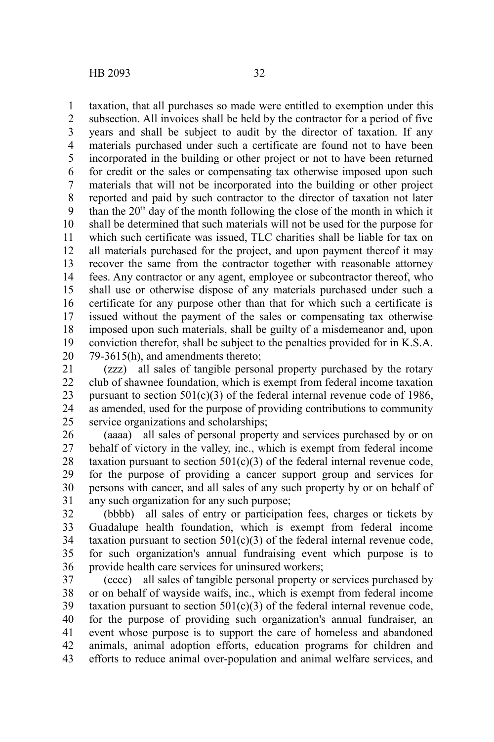taxation, that all purchases so made were entitled to exemption under this subsection. All invoices shall be held by the contractor for a period of five years and shall be subject to audit by the director of taxation. If any materials purchased under such a certificate are found not to have been incorporated in the building or other project or not to have been returned for credit or the sales or compensating tax otherwise imposed upon such materials that will not be incorporated into the building or other project reported and paid by such contractor to the director of taxation not later than the 20th day of the month following the close of the month in which it shall be determined that such materials will not be used for the purpose for which such certificate was issued, TLC charities shall be liable for tax on all materials purchased for the project, and upon payment thereof it may recover the same from the contractor together with reasonable attorney fees. Any contractor or any agent, employee or subcontractor thereof, who shall use or otherwise dispose of any materials purchased under such a certificate for any purpose other than that for which such a certificate is issued without the payment of the sales or compensating tax otherwise imposed upon such materials, shall be guilty of a misdemeanor and, upon conviction therefor, shall be subject to the penalties provided for in K.S.A. 79-3615(h), and amendments thereto;

(zzz) all sales of tangible personal property purchased by the rotary club of shawnee foundation, which is exempt from federal income taxation pursuant to section 501(c)(3) of the federal internal revenue code of 1986, as amended, used for the purpose of providing contributions to community service organizations and scholarships;

(aaaa) all sales of personal property and services purchased by or on behalf of victory in the valley, inc., which is exempt from federal income taxation pursuant to section 501(c)(3) of the federal internal revenue code, for the purpose of providing a cancer support group and services for persons with cancer, and all sales of any such property by or on behalf of any such organization for any such purpose;

(bbbb) all sales of entry or participation fees, charges or tickets by Guadalupe health foundation, which is exempt from federal income taxation pursuant to section 501(c)(3) of the federal internal revenue code, for such organization's annual fundraising event which purpose is to provide health care services for uninsured workers;

(cccc) all sales of tangible personal property or services purchased by or on behalf of wayside waifs, inc., which is exempt from federal income taxation pursuant to section 501(c)(3) of the federal internal revenue code, for the purpose of providing such organization's annual fundraiser, an event whose purpose is to support the care of homeless and abandoned animals, animal adoption efforts, education programs for children and efforts to reduce animal over-population and animal welfare services, and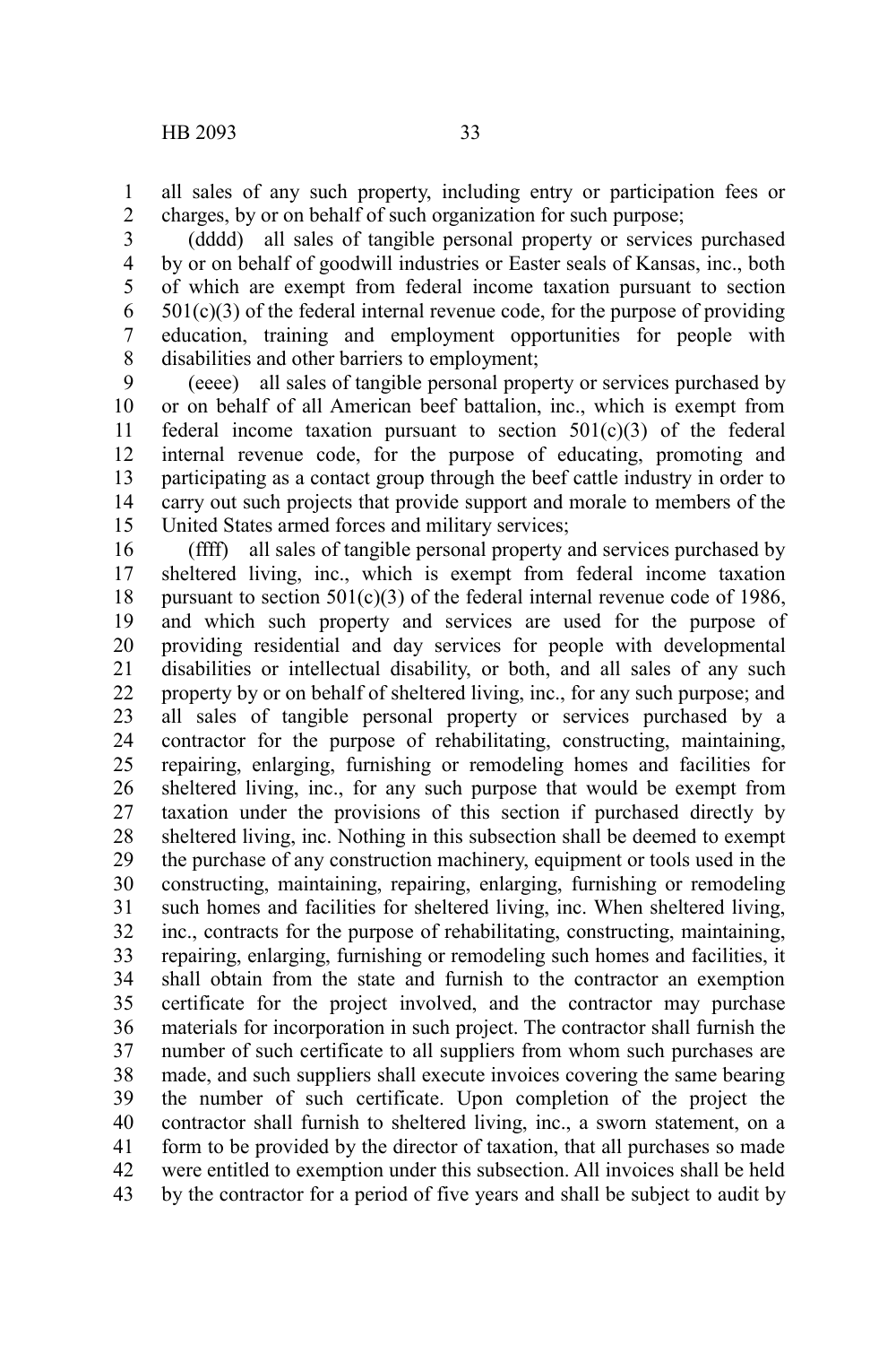all sales of any such property, including entry or participation fees or charges, by or on behalf of such organization for such purpose;

(dddd) all sales of tangible personal property or services purchased by or on behalf of goodwill industries or Easter seals of Kansas, inc., both of which are exempt from federal income taxation pursuant to section 501(c)(3) of the federal internal revenue code, for the purpose of providing education, training and employment opportunities for people with disabilities and other barriers to employment;

(eeee) all sales of tangible personal property or services purchased by or on behalf of all American beef battalion, inc., which is exempt from federal income taxation pursuant to section 501(c)(3) of the federal internal revenue code, for the purpose of educating, promoting and participating as a contact group through the beef cattle industry in order to carry out such projects that provide support and morale to members of the United States armed forces and military services;

(ffff) all sales of tangible personal property and services purchased by sheltered living, inc., which is exempt from federal income taxation pursuant to section 501(c)(3) of the federal internal revenue code of 1986, and which such property and services are used for the purpose of providing residential and day services for people with developmental disabilities or intellectual disability, or both, and all sales of any such property by or on behalf of sheltered living, inc., for any such purpose; and all sales of tangible personal property or services purchased by a contractor for the purpose of rehabilitating, constructing, maintaining, repairing, enlarging, furnishing or remodeling homes and facilities for sheltered living, inc., for any such purpose that would be exempt from taxation under the provisions of this section if purchased directly by sheltered living, inc. Nothing in this subsection shall be deemed to exempt the purchase of any construction machinery, equipment or tools used in the constructing, maintaining, repairing, enlarging, furnishing or remodeling such homes and facilities for sheltered living, inc. When sheltered living, inc., contracts for the purpose of rehabilitating, constructing, maintaining, repairing, enlarging, furnishing or remodeling such homes and facilities, it shall obtain from the state and furnish to the contractor an exemption certificate for the project involved, and the contractor may purchase materials for incorporation in such project. The contractor shall furnish the number of such certificate to all suppliers from whom such purchases are made, and such suppliers shall execute invoices covering the same bearing the number of such certificate. Upon completion of the project the contractor shall furnish to sheltered living, inc., a sworn statement, on a form to be provided by the director of taxation, that all purchases so made were entitled to exemption under this subsection. All invoices shall be held by the contractor for a period of five years and shall be subject to audit by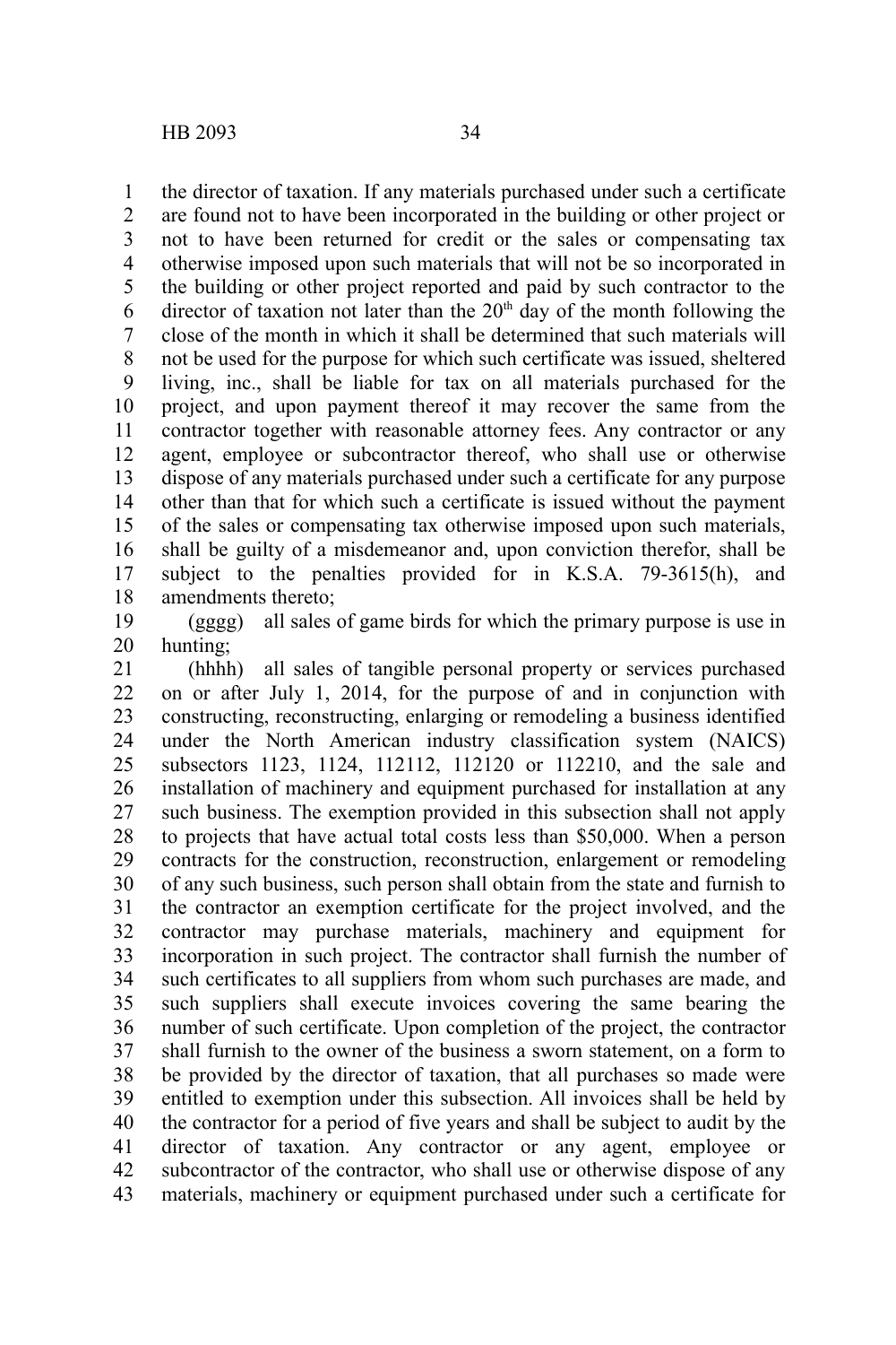the director of taxation. If any materials purchased under such a certificate are found not to have been incorporated in the building or other project or not to have been returned for credit or the sales or compensating tax otherwise imposed upon such materials that will not be so incorporated in the building or other project reported and paid by such contractor to the director of taxation not later than the 20th day of the month following the close of the month in which it shall be determined that such materials will not be used for the purpose for which such certificate was issued, sheltered living, inc., shall be liable for tax on all materials purchased for the project, and upon payment thereof it may recover the same from the contractor together with reasonable attorney fees. Any contractor or any agent, employee or subcontractor thereof, who shall use or otherwise dispose of any materials purchased under such a certificate for any purpose other than that for which such a certificate is issued without the payment of the sales or compensating tax otherwise imposed upon such materials, shall be guilty of a misdemeanor and, upon conviction therefor, shall be subject to the penalties provided for in K.S.A. 79-3615(h), and amendments thereto;

(gggg) all sales of game birds for which the primary purpose is use in hunting;

(hhhh) all sales of tangible personal property or services purchased on or after July 1, 2014, for the purpose of and in conjunction with constructing, reconstructing, enlarging or remodeling a business identified under the North American industry classification system (NAICS) subsectors 1123, 1124, 112112, 112120 or 112210, and the sale and installation of machinery and equipment purchased for installation at any such business. The exemption provided in this subsection shall not apply to projects that have actual total costs less than $50,000. When a person contracts for the construction, reconstruction, enlargement or remodeling of any such business, such person shall obtain from the state and furnish to the contractor an exemption certificate for the project involved, and the contractor may purchase materials, machinery and equipment for incorporation in such project. The contractor shall furnish the number of such certificates to all suppliers from whom such purchases are made, and such suppliers shall execute invoices covering the same bearing the number of such certificate. Upon completion of the project, the contractor shall furnish to the owner of the business a sworn statement, on a form to be provided by the director of taxation, that all purchases so made were entitled to exemption under this subsection. All invoices shall be held by the contractor for a period of five years and shall be subject to audit by the director of taxation. Any contractor or any agent, employee or subcontractor of the contractor, who shall use or otherwise dispose of any materials, machinery or equipment purchased under such a certificate for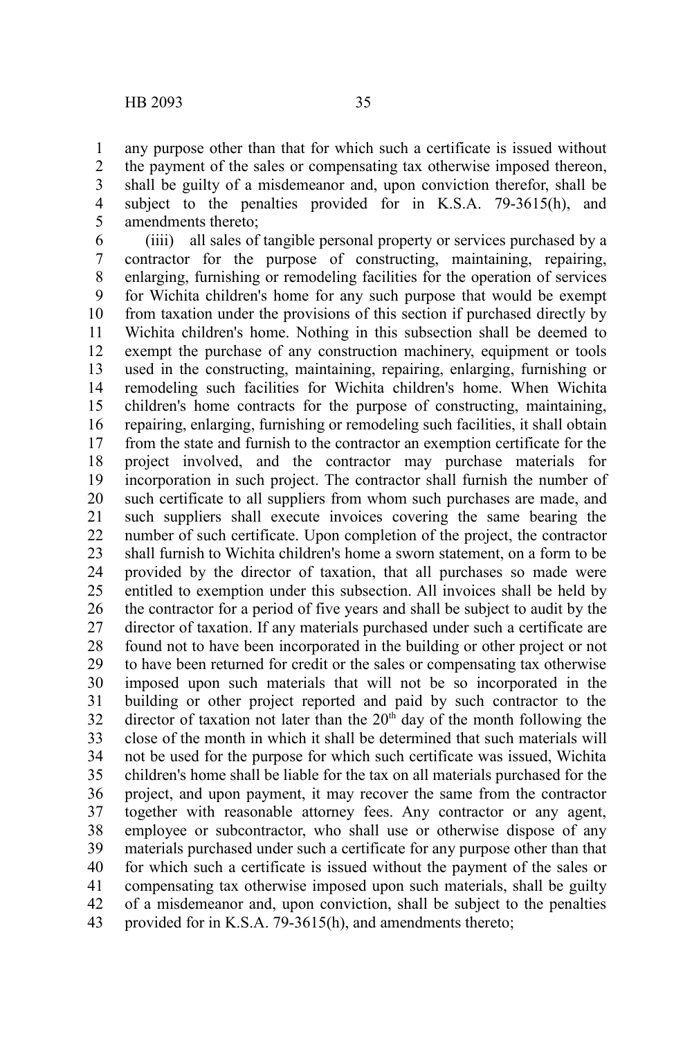any purpose other than that for which such a certificate is issued without the payment of the sales or compensating tax otherwise imposed thereon, shall be guilty of a misdemeanor and, upon conviction therefor, shall be subject to the penalties provided for in K.S.A. 79-3615(h), and amendments thereto;

(iiii) all sales of tangible personal property or services purchased by a contractor for the purpose of constructing, maintaining, repairing, enlarging, furnishing or remodeling facilities for the operation of services for Wichita children's home for any such purpose that would be exempt from taxation under the provisions of this section if purchased directly by Wichita children's home. Nothing in this subsection shall be deemed to exempt the purchase of any construction machinery, equipment or tools used in the constructing, maintaining, repairing, enlarging, furnishing or remodeling such facilities for Wichita children's home. When Wichita children's home contracts for the purpose of constructing, maintaining, repairing, enlarging, furnishing or remodeling such facilities, it shall obtain from the state and furnish to the contractor an exemption certificate for the project involved, and the contractor may purchase materials for incorporation in such project. The contractor shall furnish the number of such certificate to all suppliers from whom such purchases are made, and such suppliers shall execute invoices covering the same bearing the number of such certificate. Upon completion of the project, the contractor shall furnish to Wichita children's home a sworn statement, on a form to be provided by the director of taxation, that all purchases so made were entitled to exemption under this subsection. All invoices shall be held by the contractor for a period of five years and shall be subject to audit by the director of taxation. If any materials purchased under such a certificate are found not to have been incorporated in the building or other project or not to have been returned for credit or the sales or compensating tax otherwise imposed upon such materials that will not be so incorporated in the building or other project reported and paid by such contractor to the director of taxation not later than the 20th day of the month following the close of the month in which it shall be determined that such materials will not be used for the purpose for which such certificate was issued, Wichita children's home shall be liable for the tax on all materials purchased for the project, and upon payment, it may recover the same from the contractor together with reasonable attorney fees. Any contractor or any agent, employee or subcontractor, who shall use or otherwise dispose of any materials purchased under such a certificate for any purpose other than that for which such a certificate is issued without the payment of the sales or compensating tax otherwise imposed upon such materials, shall be guilty of a misdemeanor and, upon conviction, shall be subject to the penalties provided for in K.S.A. 79-3615(h), and amendments thereto;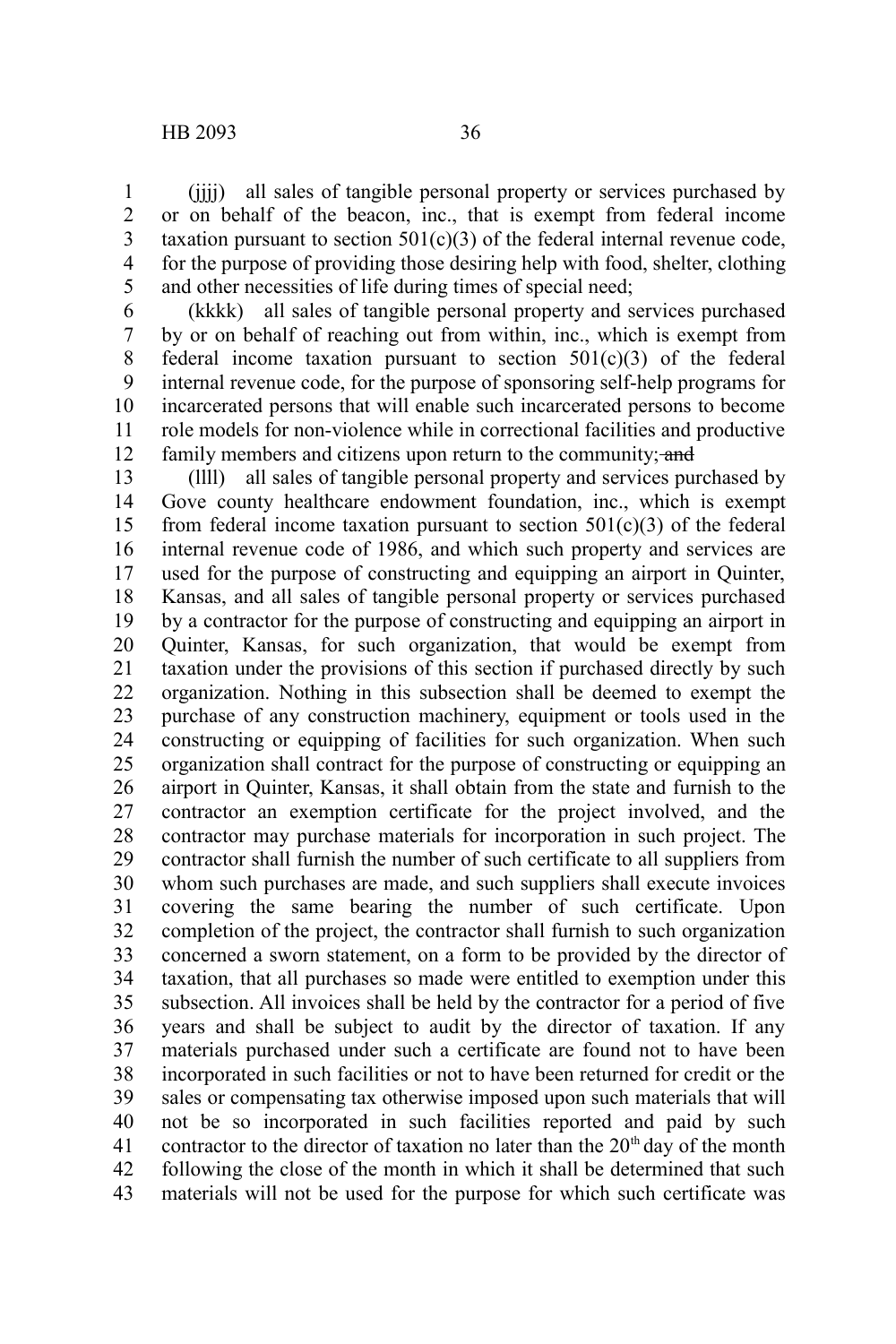(jjjj) all sales of tangible personal property or services purchased by or on behalf of the beacon, inc., that is exempt from federal income taxation pursuant to section 501(c)(3) of the federal internal revenue code, for the purpose of providing those desiring help with food, shelter, clothing and other necessities of life during times of special need;

(kkkk) all sales of tangible personal property and services purchased by or on behalf of reaching out from within, inc., which is exempt from federal income taxation pursuant to section 501(c)(3) of the federal internal revenue code, for the purpose of sponsoring self-help programs for incarcerated persons that will enable such incarcerated persons to become role models for non-violence while in correctional facilities and productive family members and citizens upon return to the community; ~~and~~

(llll) all sales of tangible personal property and services purchased by Gove county healthcare endowment foundation, inc., which is exempt from federal income taxation pursuant to section 501(c)(3) of the federal internal revenue code of 1986, and which such property and services are used for the purpose of constructing and equipping an airport in Quinter, Kansas, and all sales of tangible personal property or services purchased by a contractor for the purpose of constructing and equipping an airport in Quinter, Kansas, for such organization, that would be exempt from taxation under the provisions of this section if purchased directly by such organization. Nothing in this subsection shall be deemed to exempt the purchase of any construction machinery, equipment or tools used in the constructing or equipping of facilities for such organization. When such organization shall contract for the purpose of constructing or equipping an airport in Quinter, Kansas, it shall obtain from the state and furnish to the contractor an exemption certificate for the project involved, and the contractor may purchase materials for incorporation in such project. The contractor shall furnish the number of such certificate to all suppliers from whom such purchases are made, and such suppliers shall execute invoices covering the same bearing the number of such certificate. Upon completion of the project, the contractor shall furnish to such organization concerned a sworn statement, on a form to be provided by the director of taxation, that all purchases so made were entitled to exemption under this subsection. All invoices shall be held by the contractor for a period of five years and shall be subject to audit by the director of taxation. If any materials purchased under such a certificate are found not to have been incorporated in such facilities or not to have been returned for credit or the sales or compensating tax otherwise imposed upon such materials that will not be so incorporated in such facilities reported and paid by such contractor to the director of taxation no later than the 20th day of the month following the close of the month in which it shall be determined that such materials will not be used for the purpose for which such certificate was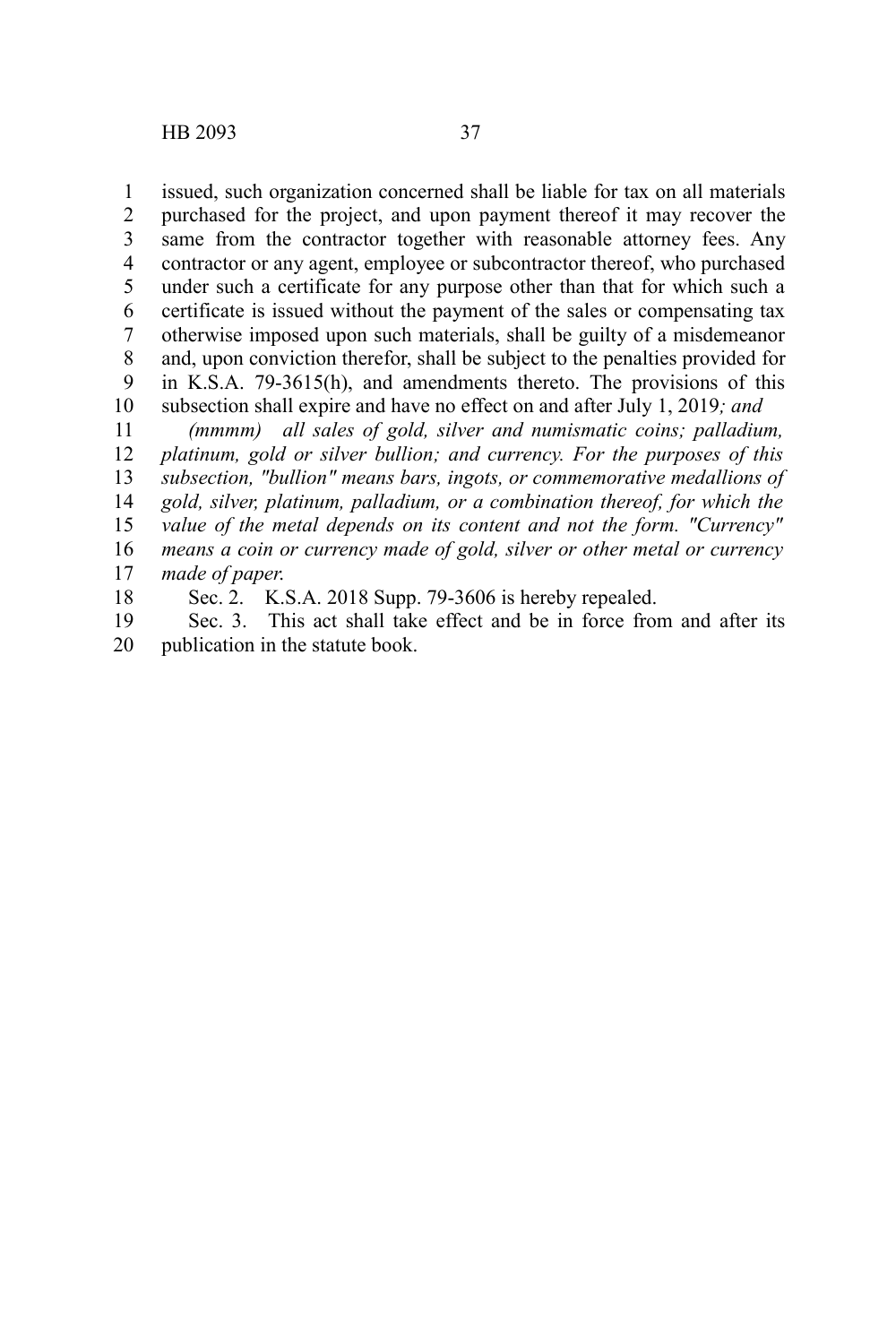issued, such organization concerned shall be liable for tax on all materials purchased for the project, and upon payment thereof it may recover the same from the contractor together with reasonable attorney fees. Any contractor or any agent, employee or subcontractor thereof, who purchased under such a certificate for any purpose other than that for which such a certificate is issued without the payment of the sales or compensating tax otherwise imposed upon such materials, shall be guilty of a misdemeanor and, upon conviction therefor, shall be subject to the penalties provided for in K.S.A. 79-3615(h), and amendments thereto. The provisions of this subsection shall expire and have no effect on and after July 1, 2019*; and*

*(mmmm) all sales of gold, silver and numismatic coins; palladium, platinum, gold or silver bullion; and currency. For the purposes of this subsection, "bullion" means bars, ingots, or commemorative medallions of gold, silver, platinum, palladium, or a combination thereof, for which the value of the metal depends on its content and not the form. "Currency" means a coin or currency made of gold, silver or other metal or currency made of paper.*

Sec. 2. K.S.A. 2018 Supp. 79-3606 is hereby repealed.

Sec. 3. This act shall take effect and be in force from and after its publication in the statute book.